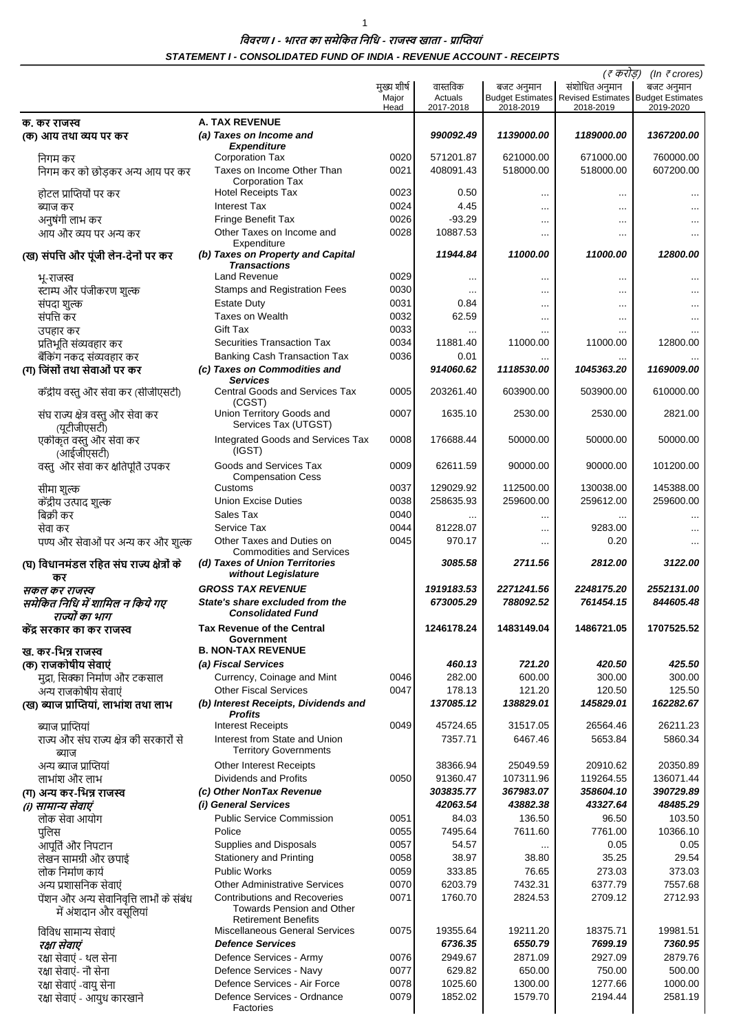# विवरण I - भारत का समेकित निधि - राजस्व खाता - प्राप्तियां

## STATEMENT I - CONSOLIDATED FUND OF INDIA - REVENUE ACCOUNT - RECEIPTS

(₹ करोड़) (In ₹ crores)

| | | मुख्य शीर्ष Major Head | वास्तविक Actuals 2017-2018 | बजट अनुमान Budget Estimates 2018-2019 | संशोधित अनुमान Revised Estimates 2018-2019 | बजट अनुमान Budget Estimates 2019-2020 |
|---|---|---|---|---|---|---|
| **क. कर राजस्व** | **A. TAX REVENUE** | | | | | |
| **(क) आय तथा व्यय पर कर** | ***(a) Taxes on Income and Expenditure*** | | ***990092.49*** | ***1139000.00*** | ***1189000.00*** | ***1367200.00*** |
| निगम कर | Corporation Tax | 0020 | 571201.87 | 621000.00 | 671000.00 | 760000.00 |
| निगम कर को छोड़कर अन्य आय पर कर | Taxes on Income Other Than Corporation Tax | 0021 | 408091.43 | 518000.00 | 518000.00 | 607200.00 |
| होटल प्राप्तियों पर कर | Hotel Receipts Tax | 0023 | 0.50 | ... | ... | ... |
| ब्याज कर | Interest Tax | 0024 | 4.45 | ... | ... | ... |
| अनुषंगी लाभ कर | Fringe Benefit Tax | 0026 | -93.29 | ... | ... | ... |
| आय और व्यय पर अन्य कर | Other Taxes on Income and Expenditure | 0028 | 10887.53 | ... | ... | ... |
| **(ख) संपत्ति और पूंजी लेन-देनों पर कर** | ***(b) Taxes on Property and Capital Transactions*** | | ***11944.84*** | ***11000.00*** | ***11000.00*** | ***12800.00*** |
| भू-राजस्व | Land Revenue | 0029 | ... | ... | ... | ... |
| स्टाम्प और पंजीकरण शुल्क | Stamps and Registration Fees | 0030 | ... | ... | ... | ... |
| संपदा शुल्क | Estate Duty | 0031 | 0.84 | ... | ... | ... |
| संपत्ति कर | Taxes on Wealth | 0032 | 62.59 | ... | ... | ... |
| उपहार कर | Gift Tax | 0033 | ... | ... | ... | ... |
| प्रतिभूति संव्यवहार कर | Securities Transaction Tax | 0034 | 11881.40 | 11000.00 | 11000.00 | 12800.00 |
| बैंकिंग नकद संव्यवहार कर | Banking Cash Transaction Tax | 0036 | 0.01 | ... | ... | ... |
| **(ग) जिंसों तथा सेवाओं पर कर** | ***(c) Taxes on Commodities and Services*** | | ***914060.62*** | ***1118530.00*** | ***1045363.20*** | ***1169009.00*** |
| केंद्रीय वस्तु और सेवा कर (सीजीएसटी) | Central Goods and Services Tax (CGST) | 0005 | 203261.40 | 603900.00 | 503900.00 | 610000.00 |
| संघ राज्य क्षेत्र वस्तु और सेवा कर (यूटीजीएसटी) | Union Territory Goods and Services Tax (UTGST) | 0007 | 1635.10 | 2530.00 | 2530.00 | 2821.00 |
| एकीकृत वस्तु और सेवा कर (आईजीएसटी) | Integrated Goods and Services Tax (IGST) | 0008 | 176688.44 | 50000.00 | 50000.00 | 50000.00 |
| वस्तु और सेवा कर क्षतिपूर्ति उपकर | Goods and Services Tax Compensation Cess | 0009 | 62611.59 | 90000.00 | 90000.00 | 101200.00 |
| सीमा शुल्क | Customs | 0037 | 129029.92 | 112500.00 | 130038.00 | 145388.00 |
| केंद्रीय उत्पाद शुल्क | Union Excise Duties | 0038 | 258635.93 | 259600.00 | 259612.00 | 259600.00 |
| बिक्री कर | Sales Tax | 0040 | ... | ... | ... | ... |
| सेवा कर | Service Tax | 0044 | 81228.07 | ... | 9283.00 | ... |
| पण्य और सेवाओं पर अन्य कर और शुल्क | Other Taxes and Duties on Commodities and Services | 0045 | 970.17 | ... | 0.20 | ... |
| **(घ) विधानमंडल रहित संघ राज्य क्षेत्रों के कर** | ***(d) Taxes of Union Territories without Legislature*** | | ***3085.58*** | ***2711.56*** | ***2812.00*** | ***3122.00*** |
| ***सकल कर राजस्व*** | ***GROSS TAX REVENUE*** | | ***1919183.53*** | ***2271241.56*** | ***2248175.20*** | ***2552131.00*** |
| ***समेकित निधि में शामिल न किये गए राज्यों का भाग*** | ***State's share excluded from the Consolidated Fund*** | | ***673005.29*** | ***788092.52*** | ***761454.15*** | ***844605.48*** |
| **केंद्र सरकार का कर राजस्व** | **Tax Revenue of the Central Government** | | **1246178.24** | **1483149.04** | **1486721.05** | **1707525.52** |
| **ख. कर-भिन्न राजस्व** | **B. NON-TAX REVENUE** | | | | | |
| **(क) राजकोषीय सेवाएं** | ***(a) Fiscal Services*** | | ***460.13*** | ***721.20*** | ***420.50*** | ***425.50*** |
| मुद्रा, सिक्का निर्माण और टकसाल | Currency, Coinage and Mint | 0046 | 282.00 | 600.00 | 300.00 | 300.00 |
| अन्य राजकोषीय सेवाएं | Other Fiscal Services | 0047 | 178.13 | 121.20 | 120.50 | 125.50 |
| **(ख) ब्याज प्राप्तियां, लाभांश तथा लाभ** | ***(b) Interest Receipts, Dividends and Profits*** | | ***137085.12*** | ***138829.01*** | ***145829.01*** | ***162282.67*** |
| ब्याज प्राप्तियां | Interest Receipts | 0049 | 45724.65 | 31517.05 | 26564.46 | 26211.23 |
| राज्य और संघ राज्य क्षेत्र की सरकारों से ब्याज | Interest from State and Union Territory Governments | | 7357.71 | 6467.46 | 5653.84 | 5860.34 |
| अन्य ब्याज प्राप्तियां | Other Interest Receipts | | 38366.94 | 25049.59 | 20910.62 | 20350.89 |
| लाभांश और लाभ | Dividends and Profits | 0050 | 91360.47 | 107311.96 | 119264.55 | 136071.44 |
| **(ग) अन्य कर-भिन्न राजस्व** | ***(c) Other NonTax Revenue*** | | ***303835.77*** | ***367983.07*** | ***358604.10*** | ***390729.89*** |
| ***(i) सामान्य सेवाएं*** | ***(i) General Services*** | | ***42063.54*** | ***43882.38*** | ***43327.64*** | ***48485.29*** |
| लोक सेवा आयोग | Public Service Commission | 0051 | 84.03 | 136.50 | 96.50 | 103.50 |
| पुलिस | Police | 0055 | 7495.64 | 7611.60 | 7761.00 | 10366.10 |
| आपूर्ति और निपटान | Supplies and Disposals | 0057 | 54.57 | ... | 0.05 | 0.05 |
| लेखन सामग्री और छपाई | Stationery and Printing | 0058 | 38.97 | 38.80 | 35.25 | 29.54 |
| लोक निर्माण कार्य | Public Works | 0059 | 333.85 | 76.65 | 273.03 | 373.03 |
| अन्य प्रशासनिक सेवाएं | Other Administrative Services | 0070 | 6203.79 | 7432.31 | 6377.79 | 7557.68 |
| पेंशन और अन्य सेवानिवृत्ति लाभों के संबंध में अंशदान और वसूलियां | Contributions and Recoveries Towards Pension and Other Retirement Benefits | 0071 | 1760.70 | 2824.53 | 2709.12 | 2712.93 |
| विविध सामान्य सेवाएं | Miscellaneous General Services | 0075 | 19355.64 | 19211.20 | 18375.71 | 19981.51 |
| ***रक्षा सेवाएं*** | ***Defence Services*** | | ***6736.35*** | ***6550.79*** | ***7699.19*** | ***7360.95*** |
| रक्षा सेवाएं - थल सेना | Defence Services - Army | 0076 | 2949.67 | 2871.09 | 2927.09 | 2879.76 |
| रक्षा सेवाएं- नौ सेना | Defence Services - Navy | 0077 | 629.82 | 650.00 | 750.00 | 500.00 |
| रक्षा सेवाएं -वायु सेना | Defence Services - Air Force | 0078 | 1025.60 | 1300.00 | 1277.66 | 1000.00 |
| रक्षा सेवाएं - आयुध कारखाने | Defence Services - Ordnance Factories | 0079 | 1852.02 | 1579.70 | 2194.44 | 2581.19 |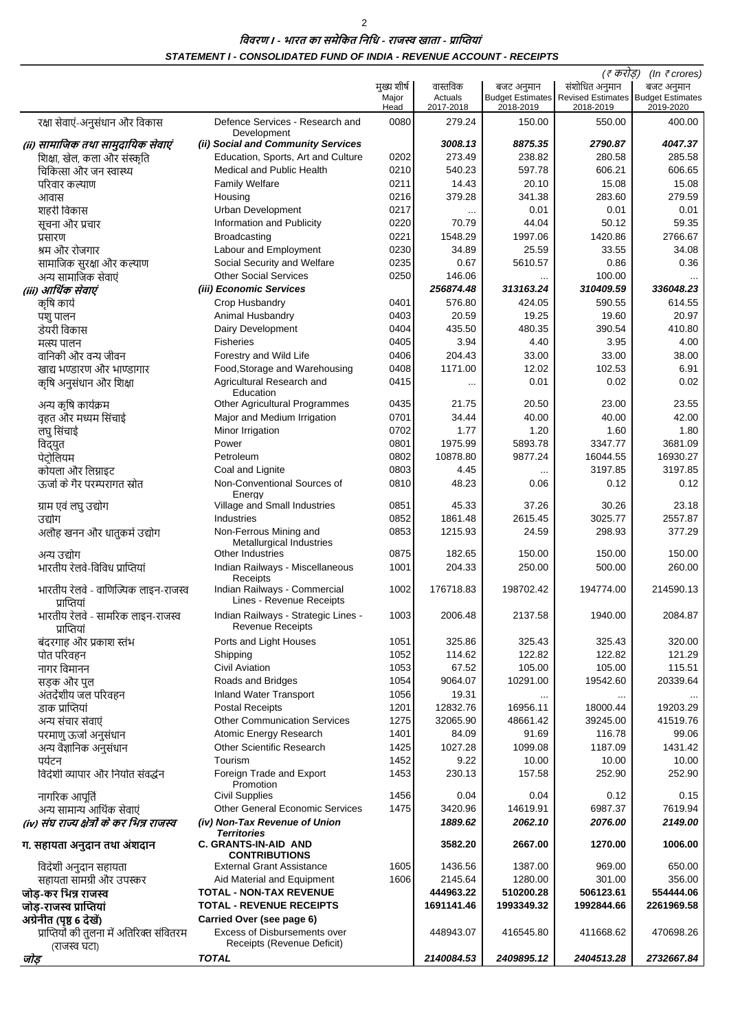## विवरण I - भारत का समेकित निधि - राजस्व खाता - प्राप्तियां

## STATEMENT I - CONSOLIDATED FUND OF INDIA - REVENUE ACCOUNT - RECEIPTS

(₹ करोड़) (In ₹ crores)

| | | मुख्य शीर्ष Major Head | वास्तविक Actuals 2017-2018 | बजट अनुमान Budget Estimates 2018-2019 | संशोधित अनुमान Revised Estimates 2018-2019 | बजट अनुमान Budget Estimates 2019-2020 |
|---|---|---|---|---|---|---|
| रक्षा सेवाएं-अनुसंधान और विकास | Defence Services - Research and Development | 0080 | 279.24 | 150.00 | 550.00 | 400.00 |
| ***(ii) सामाजिक तथा सामुदायिक सेवाएं*** | ***(ii) Social and Community Services*** | | ***3008.13*** | ***8875.35*** | ***2790.87*** | ***4047.37*** |
| शिक्षा, खेल, कला और संस्कृति | Education, Sports, Art and Culture | 0202 | 273.49 | 238.82 | 280.58 | 285.58 |
| चिकित्सा और जन स्वास्थ्य | Medical and Public Health | 0210 | 540.23 | 597.78 | 606.21 | 606.65 |
| परिवार कल्याण | Family Welfare | 0211 | 14.43 | 20.10 | 15.08 | 15.08 |
| आवास | Housing | 0216 | 379.28 | 341.38 | 283.60 | 279.59 |
| शहरी विकास | Urban Development | 0217 | ... | 0.01 | 0.01 | 0.01 |
| सूचना और प्रचार | Information and Publicity | 0220 | 70.79 | 44.04 | 50.12 | 59.35 |
| प्रसारण | Broadcasting | 0221 | 1548.29 | 1997.06 | 1420.86 | 2766.67 |
| श्रम और रोजगार | Labour and Employment | 0230 | 34.89 | 25.59 | 33.55 | 34.08 |
| सामाजिक सुरक्षा और कल्याण | Social Security and Welfare | 0235 | 0.67 | 5610.57 | 0.86 | 0.36 |
| अन्य सामाजिक सेवाएं | Other Social Services | 0250 | 146.06 | ... | 100.00 | ... |
| ***(iii) आर्थिक सेवाएं*** | ***(iii) Economic Services*** | | ***256874.48*** | ***313163.24*** | ***310409.59*** | ***336048.23*** |
| कृषि कार्य | Crop Husbandry | 0401 | 576.80 | 424.05 | 590.55 | 614.55 |
| पशु पालन | Animal Husbandry | 0403 | 20.59 | 19.25 | 19.60 | 20.97 |
| डेयरी विकास | Dairy Development | 0404 | 435.50 | 480.35 | 390.54 | 410.80 |
| मत्स्य पालन | Fisheries | 0405 | 3.94 | 4.40 | 3.95 | 4.00 |
| वानिकी और वन्य जीवन | Forestry and Wild Life | 0406 | 204.43 | 33.00 | 33.00 | 38.00 |
| खाद्य भण्डारण और भाण्डागार | Food,Storage and Warehousing | 0408 | 1171.00 | 12.02 | 102.53 | 6.91 |
| कृषि अनुसंधान और शिक्षा | Agricultural Research and Education | 0415 | ... | 0.01 | 0.02 | 0.02 |
| अन्य कृषि कार्यक्रम | Other Agricultural Programmes | 0435 | 21.75 | 20.50 | 23.00 | 23.55 |
| वृहत और मध्यम सिंचाई | Major and Medium Irrigation | 0701 | 34.44 | 40.00 | 40.00 | 42.00 |
| लघु सिंचाई | Minor Irrigation | 0702 | 1.77 | 1.20 | 1.60 | 1.80 |
| विद्युत | Power | 0801 | 1975.99 | 5893.78 | 3347.77 | 3681.09 |
| पेट्रोलियम | Petroleum | 0802 | 10878.80 | 9877.24 | 16044.55 | 16930.27 |
| कोयला और लिग्नाइट | Coal and Lignite | 0803 | 4.45 | ... | 3197.85 | 3197.85 |
| ऊर्जा के गैर परम्परागत स्रोत | Non-Conventional Sources of Energy | 0810 | 48.23 | 0.06 | 0.12 | 0.12 |
| ग्राम एवं लघु उद्योग | Village and Small Industries | 0851 | 45.33 | 37.26 | 30.26 | 23.18 |
| उद्योग | Industries | 0852 | 1861.48 | 2615.45 | 3025.77 | 2557.87 |
| अलौह खनन और धातुकर्म उद्योग | Non-Ferrous Mining and Metallurgical Industries | 0853 | 1215.93 | 24.59 | 298.93 | 377.29 |
| अन्य उद्योग | Other Industries | 0875 | 182.65 | 150.00 | 150.00 | 150.00 |
| भारतीय रेलवे-विविध प्राप्तियां | Indian Railways - Miscellaneous Receipts | 1001 | 204.33 | 250.00 | 500.00 | 260.00 |
| भारतीय रेलवे - वाणिज्यिक लाइन-राजस्व प्राप्तियां | Indian Railways - Commercial Lines - Revenue Receipts | 1002 | 176718.83 | 198702.42 | 194774.00 | 214590.13 |
| भारतीय रेलवे - सामरिक लाइन-राजस्व प्राप्तियां | Indian Railways - Strategic Lines - Revenue Receipts | 1003 | 2006.48 | 2137.58 | 1940.00 | 2084.87 |
| बंदरगाह और प्रकाश स्तंभ | Ports and Light Houses | 1051 | 325.86 | 325.43 | 325.43 | 320.00 |
| पोत परिवहन | Shipping | 1052 | 114.62 | 122.82 | 122.82 | 121.29 |
| नागर विमानन | Civil Aviation | 1053 | 67.52 | 105.00 | 105.00 | 115.51 |
| सड़क और पुल | Roads and Bridges | 1054 | 9064.07 | 10291.00 | 19542.60 | 20339.64 |
| अंतर्देशीय जल परिवहन | Inland Water Transport | 1056 | 19.31 | ... | ... | ... |
| डाक प्राप्तियां | Postal Receipts | 1201 | 12832.76 | 16956.11 | 18000.44 | 19203.29 |
| अन्य संचार सेवाएं | Other Communication Services | 1275 | 32065.90 | 48661.42 | 39245.00 | 41519.76 |
| परमाणु ऊर्जा अनुसंधान | Atomic Energy Research | 1401 | 84.09 | 91.69 | 116.78 | 99.06 |
| अन्य वैज्ञानिक अनुसंधान | Other Scientific Research | 1425 | 1027.28 | 1099.08 | 1187.09 | 1431.42 |
| पर्यटन | Tourism | 1452 | 9.22 | 10.00 | 10.00 | 10.00 |
| विदेशी व्यापार और निर्यात संवर्द्धन | Foreign Trade and Export Promotion | 1453 | 230.13 | 157.58 | 252.90 | 252.90 |
| नागरिक आपूर्ति | Civil Supplies | 1456 | 0.04 | 0.04 | 0.12 | 0.15 |
| अन्य सामान्य आर्थिक सेवाएं | Other General Economic Services | 1475 | 3420.96 | 14619.91 | 6987.37 | 7619.94 |
| ***(iv) संघ राज्य क्षेत्रों के कर भिन्न राजस्व*** | ***(iv) Non-Tax Revenue of Union Territories*** | | ***1889.62*** | ***2062.10*** | ***2076.00*** | ***2149.00*** |
| **ग. सहायता अनुदान तथा अंशदान** | **C. GRANTS-IN-AID AND CONTRIBUTIONS** | | **3582.20** | **2667.00** | **1270.00** | **1006.00** |
| विदेशी अनुदान सहायता | External Grant Assistance | 1605 | 1436.56 | 1387.00 | 969.00 | 650.00 |
| सहायता सामग्री और उपस्कर | Aid Material and Equipment | 1606 | 2145.64 | 1280.00 | 301.00 | 356.00 |
| **जोड़-कर भिन्न राजस्व** | **TOTAL - NON-TAX REVENUE** | | **444963.22** | **510200.28** | **506123.61** | **554444.06** |
| **जोड़-राजस्व प्राप्तियां** | **TOTAL - REVENUE RECEIPTS** | | **1691141.46** | **1993349.32** | **1992844.66** | **2261969.58** |
| **अग्रेनीत (पृष्ठ 6 देखें)** | **Carried Over (see page 6)** | | | | | |
| प्राप्तियों की तुलना में अतिरिक्त संवितरण (राजस्व घटा) | Excess of Disbursements over Receipts (Revenue Deficit) | | 448943.07 | 416545.80 | 411668.62 | 470698.26 |
| ***जोड़*** | ***TOTAL*** | | ***2140084.53*** | ***2409895.12*** | ***2404513.28*** | ***2732667.84*** |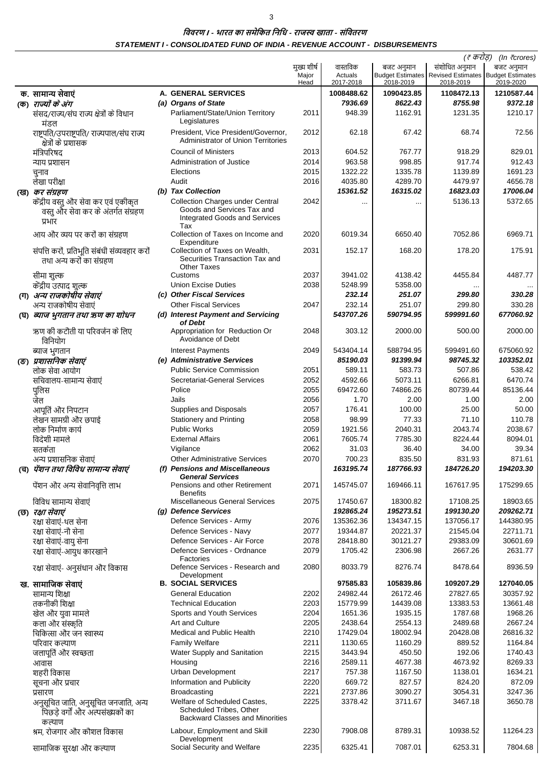# विवरण I - भारत का समेकित निधि - राजस्व खाता - संवितरण

## STATEMENT I - CONSOLIDATED FUND OF INDIA - REVENUE ACCOUNT - DISBURSEMENTS

(₹ करोड़) (In ₹crores)

| | | मुख्य शीर्ष Major Head | वास्तविक Actuals 2017-2018 | बजट अनुमान Budget Estimates 2018-2019 | संशोधित अनुमान Revised Estimates 2018-2019 | बजट अनुमान Budget Estimates 2019-2020 |
|---|---|---|---|---|---|---|
| **क. सामान्य सेवाएं** | **A. GENERAL SERVICES** | | **1008488.62** | **1090423.85** | **1108472.13** | **1210587.44** |
| ***(क) राज्यों के अंग*** | ***(a) Organs of State*** | | ***7936.69*** | ***8622.43*** | ***8755.98*** | ***9372.18*** |
| संसद/राज्य/संघ राज्य क्षेत्रों के विधान मंडल | Parliament/State/Union Territory Legislatures | 2011 | 948.39 | 1162.91 | 1231.35 | 1210.17 |
| राष्ट्रपति/उपराष्ट्रपति/ राज्यपाल/संघ राज्य क्षेत्रों के प्रशासक | President, Vice President/Governor, Administrator of Union Territories | 2012 | 62.18 | 67.42 | 68.74 | 72.56 |
| मंत्रिपरिषद | Council of Ministers | 2013 | 604.52 | 767.77 | 918.29 | 829.01 |
| न्याय प्रशासन | Administration of Justice | 2014 | 963.58 | 998.85 | 917.74 | 912.43 |
| चुनाव | Elections | 2015 | 1322.22 | 1335.78 | 1139.89 | 1691.23 |
| लेखा परीक्षा | Audit | 2016 | 4035.80 | 4289.70 | 4479.97 | 4656.78 |
| ***(ख) कर संग्रहण*** | ***(b) Tax Collection*** | | ***15361.52*** | ***16315.02*** | ***16823.03*** | ***17006.04*** |
| केंद्रीय वस्तु और सेवा कर एवं एकीकृत वस्तु और सेवा कर के अंतर्गत संग्रहण प्रभार | Collection Charges under Central Goods and Services Tax and Integrated Goods and Services Tax | 2042 | ... | ... | 5136.13 | 5372.65 |
| आय और व्यय पर करों का संग्रहण | Collection of Taxes on Income and Expenditure | 2020 | 6019.34 | 6650.40 | 7052.86 | 6969.71 |
| संपत्ति करों, प्रतिभूति संबंधी संव्यवहार करों तथा अन्य करों का संग्रहण | Collection of Taxes on Wealth, Securities Transaction Tax and Other Taxes | 2031 | 152.17 | 168.20 | 178.20 | 175.91 |
| सीमा शुल्क | Customs | 2037 | 3941.02 | 4138.42 | 4455.84 | 4487.77 |
| केंद्रीय उत्पाद शुल्क | Union Excise Duties | 2038 | 5248.99 | 5358.00 | ... | ... |
| ***(ग) अन्य राजकोषीय सेवाएं*** | ***(c) Other Fiscal Services*** | | ***232.14*** | ***251.07*** | ***299.80*** | ***330.28*** |
| अन्य राजकोषीय सेवाएं | Other Fiscal Services | 2047 | 232.14 | 251.07 | 299.80 | 330.28 |
| ***(घ) ब्याज भुगतान तथा ऋण का शोधन*** | ***(d) Interest Payment and Servicing of Debt*** | | ***543707.26*** | ***590794.95*** | ***599991.60*** | ***677060.92*** |
| ऋण की कटौती या परिवर्जन के लिए विनियोग | Appropriation for Reduction Or Avoidance of Debt | 2048 | 303.12 | 2000.00 | 500.00 | 2000.00 |
| ब्याज भुगतान | Interest Payments | 2049 | 543404.14 | 588794.95 | 599491.60 | 675060.92 |
| ***(ङ) प्रशासनिक सेवाएं*** | ***(e) Administrative Services*** | | ***85190.03*** | ***91399.94*** | ***98745.32*** | ***103352.01*** |
| लोक सेवा आयोग | Public Service Commission | 2051 | 589.11 | 583.73 | 507.86 | 538.42 |
| सचिवालय-सामान्य सेवाएं | Secretariat-General Services | 2052 | 4592.66 | 5073.11 | 6266.81 | 6470.74 |
| पुलिस | Police | 2055 | 69472.60 | 74866.26 | 80739.44 | 85136.44 |
| जेल | Jails | 2056 | 1.70 | 2.00 | 1.00 | 2.00 |
| आपूर्ति और निपटान | Supplies and Disposals | 2057 | 176.41 | 100.00 | 25.00 | 50.00 |
| लेखन सामग्री और छपाई | Stationery and Printing | 2058 | 98.99 | 77.33 | 71.10 | 110.78 |
| लोक निर्माण कार्य | Public Works | 2059 | 1921.56 | 2040.31 | 2043.74 | 2038.67 |
| विदेशी मामले | External Affairs | 2061 | 7605.74 | 7785.30 | 8224.44 | 8094.01 |
| सतर्कता | Vigilance | 2062 | 31.03 | 36.40 | 34.00 | 39.34 |
| अन्य प्रशासनिक सेवाएं | Other Administrative Services | 2070 | 700.23 | 835.50 | 831.93 | 871.61 |
| ***(च) पेंशन तथा विविध सामान्य सेवाएं*** | ***(f) Pensions and Miscellaneous General Services*** | | ***163195.74*** | ***187766.93*** | ***184726.20*** | ***194203.30*** |
| पेंशन और अन्य सेवानिवृत्ति लाभ | Pensions and other Retirement Benefits | 2071 | 145745.07 | 169466.11 | 167617.95 | 175299.65 |
| विविध सामान्य सेवाएं | Miscellaneous General Services | 2075 | 17450.67 | 18300.82 | 17108.25 | 18903.65 |
| ***(छ) रक्षा सेवाएं*** | ***(g) Defence Services*** | | ***192865.24*** | ***195273.51*** | ***199130.20*** | ***209262.71*** |
| रक्षा सेवाएं-थल सेना | Defence Services - Army | 2076 | 135362.36 | 134347.15 | 137056.17 | 144380.95 |
| रक्षा सेवाएं-नौ सेना | Defence Services - Navy | 2077 | 19344.87 | 20221.37 | 21545.04 | 22711.71 |
| रक्षा सेवाएं-वायु सेना | Defence Services - Air Force | 2078 | 28418.80 | 30121.27 | 29383.09 | 30601.69 |
| रक्षा सेवाएं-आयुध कारखाने | Defence Services - Ordnance Factories | 2079 | 1705.42 | 2306.98 | 2667.26 | 2631.77 |
| रक्षा सेवाएं- अनुसंधान और विकास | Defence Services - Research and Development | 2080 | 8033.79 | 8276.74 | 8478.64 | 8936.59 |
| **ख. सामाजिक सेवाएं** | **B. SOCIAL SERVICES** | | **97585.83** | **105839.86** | **109207.29** | **127040.05** |
| सामान्य शिक्षा | General Education | 2202 | 24982.44 | 26172.46 | 27827.65 | 30357.92 |
| तकनीकी शिक्षा | Technical Education | 2203 | 15779.99 | 14439.08 | 13383.53 | 13661.48 |
| खेल और युवा मामले | Sports and Youth Services | 2204 | 1651.36 | 1935.15 | 1787.68 | 1968.26 |
| कला और संस्कृति | Art and Culture | 2205 | 2438.64 | 2554.13 | 2489.68 | 2667.24 |
| चिकित्सा और जन स्वास्थ्य | Medical and Public Health | 2210 | 17429.04 | 18002.94 | 20428.08 | 26816.32 |
| परिवार कल्याण | Family Welfare | 2211 | 1130.65 | 1160.29 | 889.52 | 1164.84 |
| जलापूर्ति और स्वच्छता | Water Supply and Sanitation | 2215 | 3443.94 | 450.50 | 192.06 | 1740.43 |
| आवास | Housing | 2216 | 2589.11 | 4677.38 | 4673.92 | 8269.33 |
| शहरी विकास | Urban Development | 2217 | 757.38 | 1167.50 | 1138.01 | 1634.21 |
| सूचना और प्रचार | Information and Publicity | 2220 | 669.72 | 827.57 | 824.20 | 872.09 |
| प्रसारण | Broadcasting | 2221 | 2737.86 | 3090.27 | 3054.31 | 3247.36 |
| अनुसूचित जाति, अनुसूचित जनजाति, अन्य पिछड़े वर्गों और अल्पसंख्यकों का कल्याण | Welfare of Scheduled Castes, Scheduled Tribes, Other Backward Classes and Minorities | 2225 | 3378.42 | 3711.67 | 3467.18 | 3650.78 |
| श्रम, रोजगार और कौशल विकास | Labour, Employment and Skill Development | 2230 | 7908.08 | 8789.31 | 10938.52 | 11264.23 |
| सामाजिक सुरक्षा और कल्याण | Social Security and Welfare | 2235 | 6325.41 | 7087.01 | 6253.31 | 7804.68 |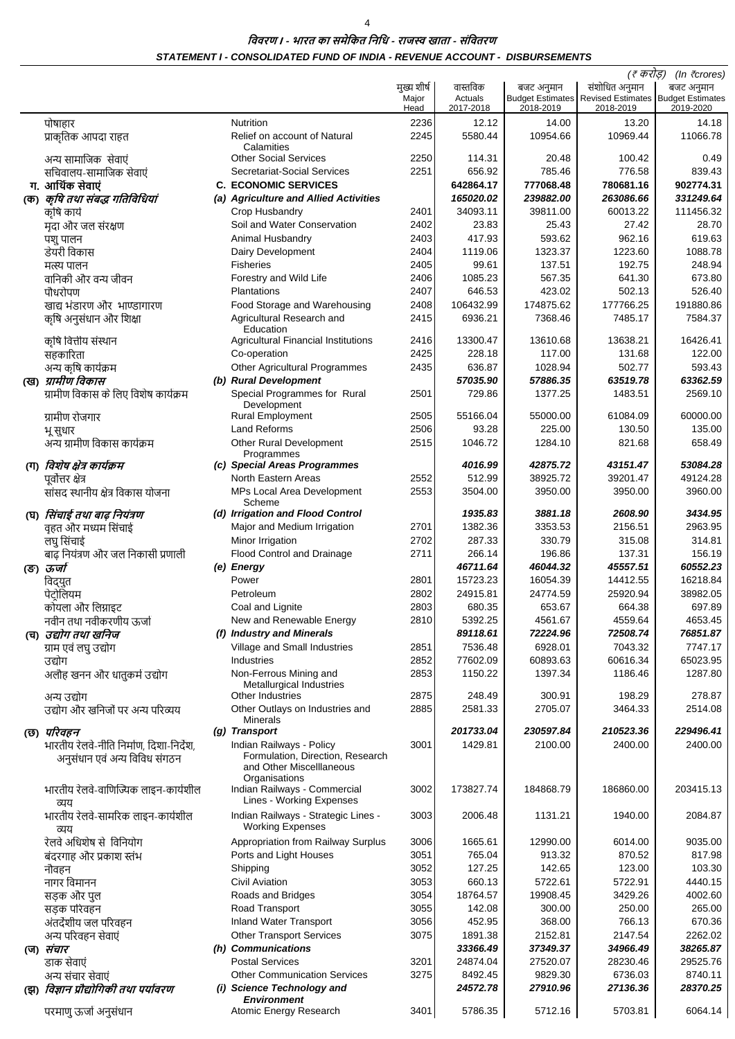## विवरण I - भारत का समेकित निधि - राजस्व खाता - संवितरण
## STATEMENT I - CONSOLIDATED FUND OF INDIA - REVENUE ACCOUNT - DISBURSEMENTS

(₹ करोड़) (In ₹crores)

| | | मुख्य शीर्ष Major Head | वास्तविक Actuals 2017-2018 | बजट अनुमान Budget Estimates 2018-2019 | संशोधित अनुमान Revised Estimates 2018-2019 | बजट अनुमान Budget Estimates 2019-2020 |
|---|---|---|---|---|---|---|
| पोषाहार | Nutrition | 2236 | 12.12 | 14.00 | 13.20 | 14.18 |
| प्राकृतिक आपदा राहत | Relief on account of Natural Calamities | 2245 | 5580.44 | 10954.66 | 10969.44 | 11066.78 |
| अन्य सामाजिक सेवाएं | Other Social Services | 2250 | 114.31 | 20.48 | 100.42 | 0.49 |
| सचिवालय-सामाजिक सेवाएं | Secretariat-Social Services | 2251 | 656.92 | 785.46 | 776.58 | 839.43 |
| **ग. आर्थिक सेवाएं** | **C. ECONOMIC SERVICES** | | **642864.17** | **777068.48** | **780681.16** | **902774.31** |
| ***(क) कृषि तथा संबद्ध गतिविधियां*** | ***(a) Agriculture and Allied Activities*** | | ***165020.02*** | ***239882.00*** | ***263086.66*** | ***331249.64*** |
| कृषि कार्य | Crop Husbandry | 2401 | 34093.11 | 39811.00 | 60013.22 | 111456.32 |
| मृदा और जल संरक्षण | Soil and Water Conservation | 2402 | 23.83 | 25.43 | 27.42 | 28.70 |
| पशु पालन | Animal Husbandry | 2403 | 417.93 | 593.62 | 962.16 | 619.63 |
| डेयरी विकास | Dairy Development | 2404 | 1119.06 | 1323.37 | 1223.60 | 1088.78 |
| मत्स्य पालन | Fisheries | 2405 | 99.61 | 137.51 | 192.75 | 248.94 |
| वानिकी और वन्य जीवन | Forestry and Wild Life | 2406 | 1085.23 | 567.35 | 641.30 | 673.80 |
| पौधरोपण | Plantations | 2407 | 646.53 | 423.02 | 502.13 | 526.40 |
| खाद्य भंडारण और भाण्डागारण | Food Storage and Warehousing | 2408 | 106432.99 | 174875.62 | 177766.25 | 191880.86 |
| कृषि अनुसंधान और शिक्षा | Agricultural Research and Education | 2415 | 6936.21 | 7368.46 | 7485.17 | 7584.37 |
| कृषि वित्तीय संस्थान | Agricultural Financial Institutions | 2416 | 13300.47 | 13610.68 | 13638.21 | 16426.41 |
| सहकारिता | Co-operation | 2425 | 228.18 | 117.00 | 131.68 | 122.00 |
| अन्य कृषि कार्यक्रम | Other Agricultural Programmes | 2435 | 636.87 | 1028.94 | 502.77 | 593.43 |
| ***(ख) ग्रामीण विकास*** | ***(b) Rural Development*** | | ***57035.90*** | ***57886.35*** | ***63519.78*** | ***63362.59*** |
| ग्रामीण विकास के लिए विशेष कार्यक्रम | Special Programmes for Rural Development | 2501 | 729.86 | 1377.25 | 1483.51 | 2569.10 |
| ग्रामीण रोजगार | Rural Employment | 2505 | 55166.04 | 55000.00 | 61084.09 | 60000.00 |
| भू सुधार | Land Reforms | 2506 | 93.28 | 225.00 | 130.50 | 135.00 |
| अन्य ग्रामीण विकास कार्यक्रम | Other Rural Development Programmes | 2515 | 1046.72 | 1284.10 | 821.68 | 658.49 |
| ***(ग) विशेष क्षेत्र कार्यक्रम*** | ***(c) Special Areas Programmes*** | | ***4016.99*** | ***42875.72*** | ***43151.47*** | ***53084.28*** |
| पूर्वोत्तर क्षेत्र | North Eastern Areas | 2552 | 512.99 | 38925.72 | 39201.47 | 49124.28 |
| सांसद स्थानीय क्षेत्र विकास योजना | MPs Local Area Development Scheme | 2553 | 3504.00 | 3950.00 | 3950.00 | 3960.00 |
| ***(घ) सिंचाई तथा बाढ़ नियंत्रण*** | ***(d) Irrigation and Flood Control*** | | ***1935.83*** | ***3881.18*** | ***2608.90*** | ***3434.95*** |
| वृहत और मध्यम सिंचाई | Major and Medium Irrigation | 2701 | 1382.36 | 3353.53 | 2156.51 | 2963.95 |
| लघु सिंचाई | Minor Irrigation | 2702 | 287.33 | 330.79 | 315.08 | 314.81 |
| बाढ़ नियंत्रण और जल निकासी प्रणाली | Flood Control and Drainage | 2711 | 266.14 | 196.86 | 137.31 | 156.19 |
| ***(ङ) ऊर्जा*** | ***(e) Energy*** | | ***46711.64*** | ***46044.32*** | ***45557.51*** | ***60552.23*** |
| विद्युत | Power | 2801 | 15723.23 | 16054.39 | 14412.55 | 16218.84 |
| पेट्रोलियम | Petroleum | 2802 | 24915.81 | 24774.59 | 25920.94 | 38982.05 |
| कोयला और लिग्नाइट | Coal and Lignite | 2803 | 680.35 | 653.67 | 664.38 | 697.89 |
| नवीन तथा नवीकरणीय ऊर्जा | New and Renewable Energy | 2810 | 5392.25 | 4561.67 | 4559.64 | 4653.45 |
| ***(च) उद्योग तथा खनिज*** | ***(f) Industry and Minerals*** | | ***89118.61*** | ***72224.96*** | ***72508.74*** | ***76851.87*** |
| ग्राम एवं लघु उद्योग | Village and Small Industries | 2851 | 7536.48 | 6928.01 | 7043.32 | 7747.17 |
| उद्योग | Industries | 2852 | 77602.09 | 60893.63 | 60616.34 | 65023.95 |
| अलौह खनन और धातुकर्म उद्योग | Non-Ferrous Mining and Metallurgical Industries | 2853 | 1150.22 | 1397.34 | 1186.46 | 1287.80 |
| अन्य उद्योग | Other Industries | 2875 | 248.49 | 300.91 | 198.29 | 278.87 |
| उद्योग और खनिजों पर अन्य परिव्यय | Other Outlays on Industries and Minerals | 2885 | 2581.33 | 2705.07 | 3464.33 | 2514.08 |
| ***(छ) परिवहन*** | ***(g) Transport*** | | ***201733.04*** | ***230597.84*** | ***210523.36*** | ***229496.41*** |
| भारतीय रेलवे-नीति निर्माण, दिशा-निर्देश, अनुसंधान एवं अन्य विविध संगठन | Indian Railways - Policy Formulation, Direction, Research and Other Miscelllaneous Organisations | 3001 | 1429.81 | 2100.00 | 2400.00 | 2400.00 |
| भारतीय रेलवे-वाणिज्यिक लाइन-कार्यशील व्यय | Indian Railways - Commercial Lines - Working Expenses | 3002 | 173827.74 | 184868.79 | 186860.00 | 203415.13 |
| भारतीय रेलवे-सामरिक लाइन-कार्यशील व्यय | Indian Railways - Strategic Lines - Working Expenses | 3003 | 2006.48 | 1131.21 | 1940.00 | 2084.87 |
| रेलवे अधिशेष से विनियोग | Appropriation from Railway Surplus | 3006 | 1665.61 | 12990.00 | 6014.00 | 9035.00 |
| बंदरगाह और प्रकाश स्तंभ | Ports and Light Houses | 3051 | 765.04 | 913.32 | 870.52 | 817.98 |
| नौवहन | Shipping | 3052 | 127.25 | 142.65 | 123.00 | 103.30 |
| नागर विमानन | Civil Aviation | 3053 | 660.13 | 5722.61 | 5722.91 | 4440.15 |
| सड़क और पुल | Roads and Bridges | 3054 | 18764.57 | 19908.45 | 3429.26 | 4002.60 |
| सड़क परिवहन | Road Transport | 3055 | 142.08 | 300.00 | 250.00 | 265.00 |
| अंतर्देशीय जल परिवहन | Inland Water Transport | 3056 | 452.95 | 368.00 | 766.13 | 670.36 |
| अन्य परिवहन सेवाएं | Other Transport Services | 3075 | 1891.38 | 2152.81 | 2147.54 | 2262.02 |
| ***(ज) संचार*** | ***(h) Communications*** | | ***33366.49*** | ***37349.37*** | ***34966.49*** | ***38265.87*** |
| डाक सेवाएं | Postal Services | 3201 | 24874.04 | 27520.07 | 28230.46 | 29525.76 |
| अन्य संचार सेवाएं | Other Communication Services | 3275 | 8492.45 | 9829.30 | 6736.03 | 8740.11 |
| ***(झ) विज्ञान प्रौद्योगिकी तथा पर्यावरण*** | ***(i) Science Technology and Environment*** | | ***24572.78*** | ***27910.96*** | ***27136.36*** | ***28370.25*** |
| परमाणु ऊर्जा अनुसंधान | Atomic Energy Research | 3401 | 5786.35 | 5712.16 | 5703.81 | 6064.14 |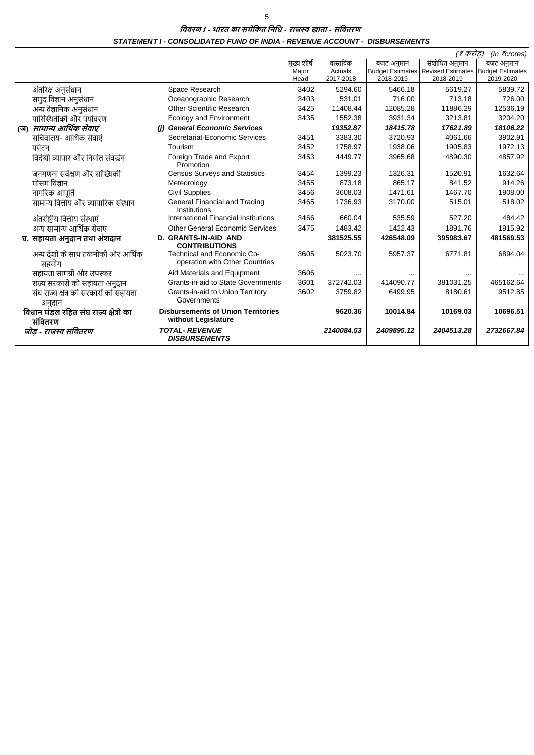## विवरण I - भारत का समेकित निधि - राजस्व खाता - संवितरण

## STATEMENT I - CONSOLIDATED FUND OF INDIA - REVENUE ACCOUNT - DISBURSEMENTS

(₹ करोड़) (In ₹crores)

| | | मुख्य शीर्ष Major Head | वास्तविक Actuals 2017-2018 | बजट अनुमान Budget Estimates 2018-2019 | संशोधित अनुमान Revised Estimates 2018-2019 | बजट अनुमान Budget Estimates 2019-2020 |
|---|---|---|---|---|---|---|
| अंतरिक्ष अनुसंधान | Space Research | 3402 | 5294.60 | 5466.18 | 5619.27 | 5839.72 |
| समुद्र विज्ञान अनुसंधान | Oceanographic Research | 3403 | 531.01 | 716.00 | 713.18 | 726.00 |
| अन्य वैज्ञानिक अनुसंधान | Other Scientific Research | 3425 | 11408.44 | 12085.28 | 11886.29 | 12536.19 |
| पारिस्थितीकी और पर्यावरण | Ecology and Environment | 3435 | 1552.38 | 3931.34 | 3213.81 | 3204.20 |
| *(ञ) सामान्य आर्थिक सेवाएं* | *(j) General Economic Services* | | *19352.87* | *18415.78* | *17621.89* | *18106.22* |
| सचिवालय- आर्थिक सेवाएं | Secretariat-Economic Services | 3451 | 3383.30 | 3720.93 | 4061.66 | 3902.91 |
| पर्यटन | Tourism | 3452 | 1758.97 | 1938.06 | 1905.83 | 1972.13 |
| विदेशी व्यापार और निर्यात संवर्द्धन | Foreign Trade and Export Promotion | 3453 | 4449.77 | 3965.68 | 4890.30 | 4857.92 |
| जनगणना सर्वेक्षण और सांख्यिकी | Census Surveys and Statistics | 3454 | 1399.23 | 1326.31 | 1520.91 | 1632.64 |
| मौसम विज्ञान | Meteorology | 3455 | 873.18 | 865.17 | 841.52 | 914.26 |
| नागरिक आपूर्ति | Civil Supplies | 3456 | 3608.03 | 1471.61 | 1467.70 | 1908.00 |
| सामान्य वित्तीय और व्यापारिक संस्थान | General Financial and Trading Institutions | 3465 | 1736.93 | 3170.00 | 515.01 | 518.02 |
| अंतर्राष्ट्रीय वित्तीय संस्थाएं | International Financial Institutions | 3466 | 660.04 | 535.59 | 527.20 | 484.42 |
| अन्य सामान्य आर्थिक सेवाएं | Other General Economic Services | 3475 | 1483.42 | 1422.43 | 1891.76 | 1915.92 |
| **घ. सहायता अनुदान तथा अंशदान** | **D. GRANTS-IN-AID AND CONTRIBUTIONS** | | **381525.55** | **426548.09** | **395983.67** | **481569.53** |
| अन्य देशों के साथ तकनीकी और आर्थिक सहयोग | Technical and Economic Co-operation with Other Countries | 3605 | 5023.70 | 5957.37 | 6771.81 | 6894.04 |
| सहायता सामग्री और उपस्कर | Aid Materials and Equipment | 3606 | ... | ... | ... | ... |
| राज्य सरकारों को सहायता अनुदान | Grants-in-aid to State Governments | 3601 | 372742.03 | 414090.77 | 381031.25 | 465162.64 |
| संघ राज्य क्षेत्र की सरकारों को सहायता अनुदान | Grants-in-aid to Union Territory Governments | 3602 | 3759.82 | 6499.95 | 8180.61 | 9512.85 |
| **विधान मंडल रहित संघ राज्य क्षेत्रों का संवितरण** | **Disbursements of Union Territories without Legislature** | | **9620.36** | **10014.84** | **10169.03** | **10696.51** |
| ***जोड़ - राजस्व संवितरण*** | ***TOTAL- REVENUE DISBURSEMENTS*** | | ***2140084.53*** | ***2409895.12*** | ***2404513.28*** | ***2732667.84*** |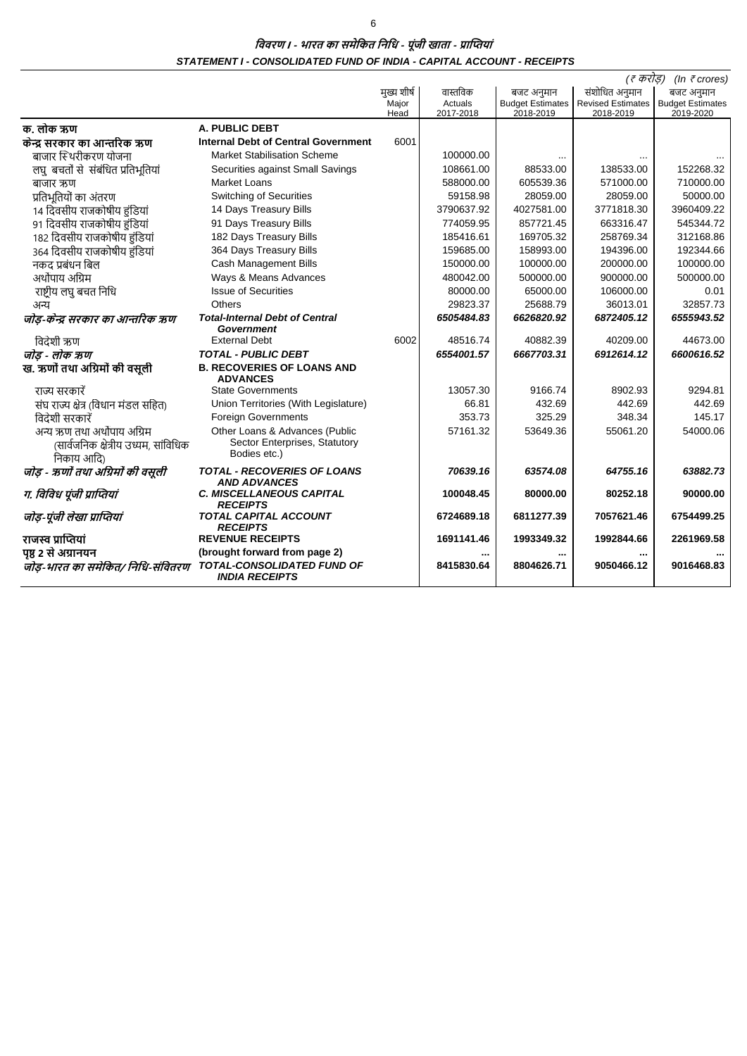# *विवरण I - भारत का समेकित निधि - पूंजी खाता - प्राप्तियां*
## *STATEMENT I - CONSOLIDATED FUND OF INDIA - CAPITAL ACCOUNT - RECEIPTS*

*(₹ करोड़) (In ₹ crores)*

| | | मुख्य शीर्ष Major Head | वास्तविक Actuals 2017-2018 | बजट अनुमान Budget Estimates 2018-2019 | संशोधित अनुमान Revised Estimates 2018-2019 | बजट अनुमान Budget Estimates 2019-2020 |
|---|---|---|---|---|---|---|
| **क. लोक ऋण** | **A. PUBLIC DEBT** | | | | | |
| **केन्द्र सरकार का आन्तरिक ऋण** | **Internal Debt of Central Government** | 6001 | | | | |
| बाजार स्थिरीकरण योजना | Market Stabilisation Scheme | | 100000.00 | ... | ... | ... |
| लघु बचतों से संबंधित प्रतिभूतियां | Securities against Small Savings | | 108661.00 | 88533.00 | 138533.00 | 152268.32 |
| बाजार ऋण | Market Loans | | 588000.00 | 605539.36 | 571000.00 | 710000.00 |
| प्रतिभूतियों का अंतरण | Switching of Securities | | 59158.98 | 28059.00 | 28059.00 | 50000.00 |
| 14 दिवसीय राजकोषीय हुंडियां | 14 Days Treasury Bills | | 3790637.92 | 4027581.00 | 3771818.30 | 3960409.22 |
| 91 दिवसीय राजकोषीय हुंडियां | 91 Days Treasury Bills | | 774059.95 | 857721.45 | 663316.47 | 545344.72 |
| 182 दिवसीय राजकोषीय हुंडियां | 182 Days Treasury Bills | | 185416.61 | 169705.32 | 258769.34 | 312168.86 |
| 364 दिवसीय राजकोषीय हुंडियां | 364 Days Treasury Bills | | 159685.00 | 158993.00 | 194396.00 | 192344.66 |
| नकद प्रबंधन बिल | Cash Management Bills | | 150000.00 | 100000.00 | 200000.00 | 100000.00 |
| अर्थोपाय अग्रिम | Ways & Means Advances | | 480042.00 | 500000.00 | 900000.00 | 500000.00 |
| राष्ट्रीय लघु बचत निधि | Issue of Securities | | 80000.00 | 65000.00 | 106000.00 | 0.01 |
| अन्य | Others | | 29823.37 | 25688.79 | 36013.01 | 32857.73 |
| ***जोड़-केन्द्र सरकार का आन्तरिक ऋण*** | ***Total-Internal Debt of Central Government*** | | ***6505484.83*** | ***6626820.92*** | ***6872405.12*** | ***6555943.52*** |
| विदेशी ऋण | External Debt | 6002 | 48516.74 | 40882.39 | 40209.00 | 44673.00 |
| ***जोड़ - लोक ऋण*** | ***TOTAL - PUBLIC DEBT*** | | ***6554001.57*** | ***6667703.31*** | ***6912614.12*** | ***6600616.52*** |
| **ख. ऋणों तथा अग्रिमों की वसूली** | **B. RECOVERIES OF LOANS AND ADVANCES** | | | | | |
| राज्य सरकारें | State Governments | | 13057.30 | 9166.74 | 8902.93 | 9294.81 |
| संघ राज्य क्षेत्र (विधान मंडल सहित) | Union Territories (With Legislature) | | 66.81 | 432.69 | 442.69 | 442.69 |
| विदेशी सरकारें | Foreign Governments | | 353.73 | 325.29 | 348.34 | 145.17 |
| अन्य ऋण तथा अर्थोपाय अग्रिम (सार्वजनिक क्षेत्रीय उध्यम, सांविधिक निकाय आदि) | Other Loans & Advances (Public Sector Enterprises, Statutory Bodies etc.) | | 57161.32 | 53649.36 | 55061.20 | 54000.06 |
| ***जोड़ - ऋणों तथा अग्रिमों की वसूली*** | ***TOTAL - RECOVERIES OF LOANS AND ADVANCES*** | | ***70639.16*** | ***63574.08*** | ***64755.16*** | ***63882.73*** |
| ***ग. विविध पूंजी प्राप्तियां*** | ***C. MISCELLANEOUS CAPITAL RECEIPTS*** | | **100048.45** | **80000.00** | **80252.18** | **90000.00** |
| ***जोड़-पूंजी लेखा प्राप्तियां*** | ***TOTAL CAPITAL ACCOUNT RECEIPTS*** | | **6724689.18** | **6811277.39** | **7057621.46** | **6754499.25** |
| **राजस्व प्राप्तियां** | **REVENUE RECEIPTS** | | **1691141.46** | **1993349.32** | **1992844.66** | **2261969.58** |
| **पृष्ठ 2 से अग्रानयन** | **(brought forward from page 2)** | | **...** | **...** | **...** | **...** |
| ***जोड़-भारत का समेकित/ निधि-संवितरण*** | ***TOTAL-CONSOLIDATED FUND OF INDIA RECEIPTS*** | | **8415830.64** | **8804626.71** | **9050466.12** | **9016468.83** |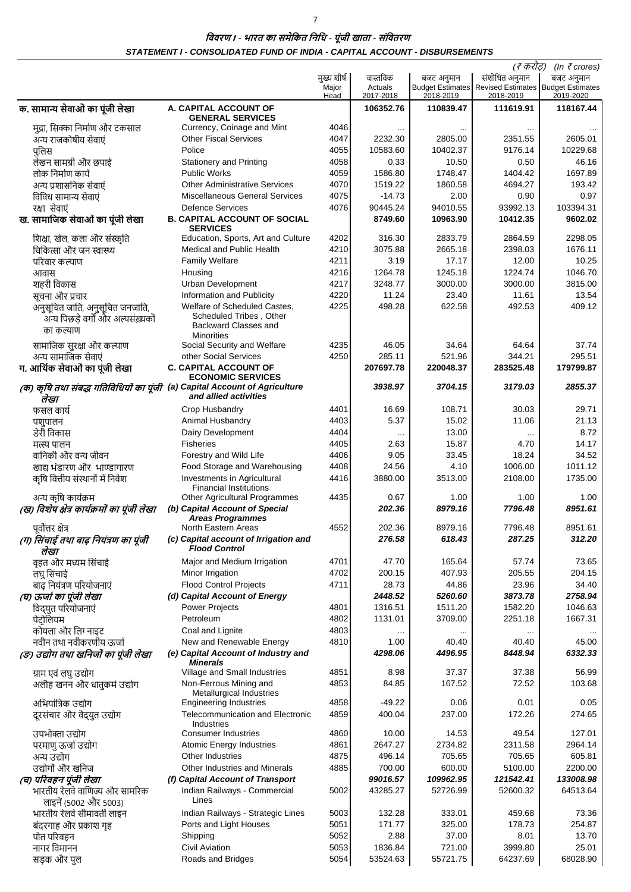## विवरण I - भारत का समेकित निधि - पूंजी खाता - संवितरण

## STATEMENT I - CONSOLIDATED FUND OF INDIA - CAPITAL ACCOUNT - DISBURSEMENTS

(₹ करोड़) (In ₹ crores)

| | | मुख्य शीर्ष Major Head | वास्तविक Actuals 2017-2018 | बजट अनुमान Budget Estimates 2018-2019 | संशोधित अनुमान Revised Estimates 2018-2019 | बजट अनुमान Budget Estimates 2019-2020 |
|---|---|---|---|---|---|---|
| **क. सामान्य सेवाओं का पूंजी लेखा** | **A. CAPITAL ACCOUNT OF GENERAL SERVICES** | | **106352.76** | **110839.47** | **111619.91** | **118167.44** |
| मुद्रा, सिक्का निर्माण और टकसाल | Currency, Coinage and Mint | 4046 | ... | ... | ... | ... |
| अन्य राजकोषीय सेवाएं | Other Fiscal Services | 4047 | 2232.30 | 2805.00 | 2351.55 | 2605.01 |
| पुलिस | Police | 4055 | 10583.60 | 10402.37 | 9176.14 | 10229.68 |
| लेखन सामग्री और छपाई | Stationery and Printing | 4058 | 0.33 | 10.50 | 0.50 | 46.16 |
| लोक निर्माण कार्य | Public Works | 4059 | 1586.80 | 1748.47 | 1404.42 | 1697.89 |
| अन्य प्रशासनिक सेवाएं | Other Administrative Services | 4070 | 1519.22 | 1860.58 | 4694.27 | 193.42 |
| विविध सामान्य सेवाएं | Miscellaneous General Services | 4075 | -14.73 | 2.00 | 0.90 | 0.97 |
| रक्षा सेवाएं | Defence Services | 4076 | 90445.24 | 94010.55 | 93992.13 | 103394.31 |
| **ख. सामाजिक सेवाओं का पूंजी लेखा** | **B. CAPITAL ACCOUNT OF SOCIAL SERVICES** | | **8749.60** | **10963.90** | **10412.35** | **9602.02** |
| शिक्षा, खेल, कला और संस्कृति | Education, Sports, Art and Culture | 4202 | 316.30 | 2833.79 | 2864.59 | 2298.05 |
| चिकित्सा और जन स्वास्थ्य | Medical and Public Health | 4210 | 3075.88 | 2665.18 | 2398.03 | 1676.11 |
| परिवार कल्याण | Family Welfare | 4211 | 3.19 | 17.17 | 12.00 | 10.25 |
| आवास | Housing | 4216 | 1264.78 | 1245.18 | 1224.74 | 1046.70 |
| शहरी विकास | Urban Development | 4217 | 3248.77 | 3000.00 | 3000.00 | 3815.00 |
| सूचना और प्रचार | Information and Publicity | 4220 | 11.24 | 23.40 | 11.61 | 13.54 |
| अनुसूचित जाति, अनुसूचित जनजाति, अन्य पिछड़े वर्गों और अल्पसंख्यकों का कल्याण | Welfare of Scheduled Castes, Scheduled Tribes, Other Backward Classes and Minorities | 4225 | 498.28 | 622.58 | 492.53 | 409.12 |
| सामाजिक सुरक्षा और कल्याण | Social Security and Welfare | 4235 | 46.05 | 34.64 | 64.64 | 37.74 |
| अन्य सामाजिक सेवाएं | other Social Services | 4250 | 285.11 | 521.96 | 344.21 | 295.51 |
| **ग. आर्थिक सेवाओं का पूंजी लेखा** | **C. CAPITAL ACCOUNT OF ECONOMIC SERVICES** | | **207697.78** | **220048.37** | **283525.48** | **179799.87** |
| ***(क) कृषि तथा संबद्ध गतिविधियों का पूंजी लेखा*** | ***(a) Capital Account of Agriculture and allied activities*** | | ***3938.97*** | ***3704.15*** | ***3179.03*** | ***2855.37*** |
| फसल कार्य | Crop Husbandry | 4401 | 16.69 | 108.71 | 30.03 | 29.71 |
| पशुपालन | Animal Husbandry | 4403 | 5.37 | 15.02 | 11.06 | 21.13 |
| डेरी विकास | Dairy Development | 4404 | ... | 13.00 | ... | 8.72 |
| मत्स्य पालन | Fisheries | 4405 | 2.63 | 15.87 | 4.70 | 14.17 |
| वानिकी और वन्य जीवन | Forestry and Wild Life | 4406 | 9.05 | 33.45 | 18.24 | 34.52 |
| खाद्य भंडारण और भाण्डागारण | Food Storage and Warehousing | 4408 | 24.56 | 4.10 | 1006.00 | 1011.12 |
| कृषि वित्तीय संस्थानों में निवेश | Investments in Agricultural Financial Institutions | 4416 | 3880.00 | 3513.00 | 2108.00 | 1735.00 |
| अन्य कृषि कार्यक्रम | Other Agricultural Programmes | 4435 | 0.67 | 1.00 | 1.00 | 1.00 |
| ***(ख) विशेष क्षेत्र कार्यक्रमों का पूंजी लेखा*** | ***(b) Capital Account of Special Areas Programmes*** | | ***202.36*** | ***8979.16*** | ***7796.48*** | ***8951.61*** |
| पूर्वोत्तर क्षेत्र | North Eastern Areas | 4552 | 202.36 | 8979.16 | 7796.48 | 8951.61 |
| ***(ग) सिंचाई तथा बाढ़ नियंत्रण का पूंजी लेखा*** | ***(c) Capital account of Irrigation and Flood Control*** | | ***276.58*** | ***618.43*** | ***287.25*** | ***312.20*** |
| वृहत और मध्यम सिंचाई | Major and Medium Irrigation | 4701 | 47.70 | 165.64 | 57.74 | 73.65 |
| लघु सिंचाई | Minor Irrigation | 4702 | 200.15 | 407.93 | 205.55 | 204.15 |
| बाढ़ नियंत्रण परियोजनाएं | Flood Control Projects | 4711 | 28.73 | 44.86 | 23.96 | 34.40 |
| ***(घ) ऊर्जा का पूंजी लेखा*** | ***(d) Capital Account of Energy*** | | ***2448.52*** | ***5260.60*** | ***3873.78*** | ***2758.94*** |
| विद्युत परियोजनाएं | Power Projects | 4801 | 1316.51 | 1511.20 | 1582.20 | 1046.63 |
| पेट्रोलियम | Petroleum | 4802 | 1131.01 | 3709.00 | 2251.18 | 1667.31 |
| कोयला और लिग नाइट | Coal and Lignite | 4803 | ... | ... | ... | ... |
| नवीन तथा नवीकरणीय ऊर्जा | New and Renewable Energy | 4810 | 1.00 | 40.40 | 40.40 | 45.00 |
| ***(ङ) उद्योग तथा खनिजों का पूंजी लेखा*** | ***(e) Capital Account of Industry and Minerals*** | | ***4298.06*** | ***4496.95*** | ***8448.94*** | ***6332.33*** |
| ग्राम एवं लघु उद्योग | Village and Small Industries | 4851 | 8.98 | 37.37 | 37.38 | 56.99 |
| अलौह खनन और धातुकर्म उद्योग | Non-Ferrous Mining and Metallurgical Industries | 4853 | 84.85 | 167.52 | 72.52 | 103.68 |
| अभियांत्रिक उद्योग | Engineering Industries | 4858 | -49.22 | 0.06 | 0.01 | 0.05 |
| दूरसंचार और वैद्युत उद्योग | Telecommunication and Electronic Industries | 4859 | 400.04 | 237.00 | 172.26 | 274.65 |
| उपभोक्ता उद्योग | Consumer Industries | 4860 | 10.00 | 14.53 | 49.54 | 127.01 |
| परमाणु ऊर्जा उद्योग | Atomic Energy Industries | 4861 | 2647.27 | 2734.82 | 2311.58 | 2964.14 |
| अन्य उद्योग | Other Industries | 4875 | 496.14 | 705.65 | 705.65 | 605.81 |
| उद्योगों और खनिज | Other Industries and Minerals | 4885 | 700.00 | 600.00 | 5100.00 | 2200.00 |
| ***(च) परिवहन पूंजी लेखा*** | ***(f) Capital Account of Transport*** | | ***99016.57*** | ***109962.95*** | ***121542.41*** | ***133008.98*** |
| भारतीय रेलवे वाणिज्य और सामरिक लाइनें (5002 और 5003) | Indian Railways - Commercial Lines | 5002 | 43285.27 | 52726.99 | 52600.32 | 64513.64 |
| भारतीय रेलवे सीमावर्ती लाइन | Indian Railways - Strategic Lines | 5003 | 132.28 | 333.01 | 459.68 | 73.36 |
| बंदरगाह और प्रकाश गृह | Ports and Light Houses | 5051 | 171.77 | 325.00 | 178.73 | 254.87 |
| पोत परिवहन | Shipping | 5052 | 2.88 | 37.00 | 8.01 | 13.70 |
| नागर विमानन | Civil Aviation | 5053 | 1836.84 | 721.00 | 3999.80 | 25.01 |
| सड़क और पुल | Roads and Bridges | 5054 | 53524.63 | 55721.75 | 64237.69 | 68028.90 |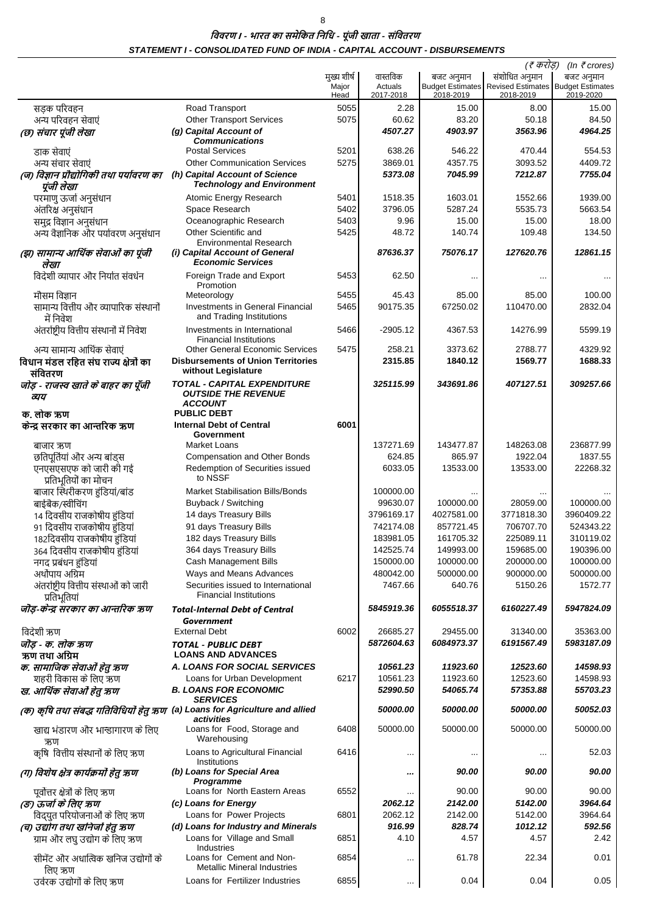# विवरण I - भारत का समेकित निधि - पूंजी खाता - संवितरण

## STATEMENT I - CONSOLIDATED FUND OF INDIA - CAPITAL ACCOUNT - DISBURSEMENTS

(₹ करोड़) (In ₹ crores)

| | | मुख्य शीर्ष Major Head | वास्तविक Actuals 2017-2018 | बजट अनुमान Budget Estimates 2018-2019 | संशोधित अनुमान Revised Estimates 2018-2019 | बजट अनुमान Budget Estimates 2019-2020 |
|---|---|---|---|---|---|---|
| सड़क परिवहन | Road Transport | 5055 | 2.28 | 15.00 | 8.00 | 15.00 |
| अन्य परिवहन सेवाएं | Other Transport Services | 5075 | 60.62 | 83.20 | 50.18 | 84.50 |
| *(छ) संचार पूंजी लेखा* | *(g) Capital Account of Communications* | | *4507.27* | *4903.97* | *3563.96* | *4964.25* |
| डाक सेवाएं | Postal Services | 5201 | 638.26 | 546.22 | 470.44 | 554.53 |
| अन्य संचार सेवाएं | Other Communication Services | 5275 | 3869.01 | 4357.75 | 3093.52 | 4409.72 |
| *(ज) विज्ञान प्रौद्योगिकी तथा पर्यावरण का पूंजी लेखा* | *(h) Capital Account of Science Technology and Environment* | | *5373.08* | *7045.99* | *7212.87* | *7755.04* |
| परमाणु ऊर्जा अनुसंधान | Atomic Energy Research | 5401 | 1518.35 | 1603.01 | 1552.66 | 1939.00 |
| अंतरिक्ष अनुसंधान | Space Research | 5402 | 3796.05 | 5287.24 | 5535.73 | 5663.54 |
| समुद्र विज्ञान अनुसंधान | Oceanographic Research | 5403 | 9.96 | 15.00 | 15.00 | 18.00 |
| अन्य वैज्ञानिक और पर्यावरण अनुसंधान | Other Scientific and Environmental Research | 5425 | 48.72 | 140.74 | 109.48 | 134.50 |
| *(झ) सामान्य आर्थिक सेवाओं का पूंजी लेखा* | *(i) Capital Account of General Economic Services* | | *87636.37* | *75076.17* | *127620.76* | *12861.15* |
| विदेशी व्यापार और निर्यात संवर्धन | Foreign Trade and Export Promotion | 5453 | 62.50 | ... | ... | ... |
| मौसम विज्ञान | Meteorology | 5455 | 45.43 | 85.00 | 85.00 | 100.00 |
| सामान्य वित्तीय और व्यापारिक संस्थानों में निवेश | Investments in General Financial and Trading Institutions | 5465 | 90175.35 | 67250.02 | 110470.00 | 2832.04 |
| अंतर्राष्ट्रीय वित्तीय संस्थानों में निवेश | Investments in International Financial Institutions | 5466 | -2905.12 | 4367.53 | 14276.99 | 5599.19 |
| अन्य सामान्य आर्थिक सेवाएं | Other General Economic Services | 5475 | 258.21 | 3373.62 | 2788.77 | 4329.92 |
| **विधान मंडल रहित संघ राज्य क्षेत्रों का संवितरण** | **Disbursements of Union Territories without Legislature** | | **2315.85** | **1840.12** | **1569.77** | **1688.33** |
| ***जोड़ - राजस्व खाते के बाहर का पूँजी व्यय*** | ***TOTAL - CAPITAL EXPENDITURE OUTSIDE THE REVENUE ACCOUNT*** | | ***325115.99*** | ***343691.86*** | ***407127.51*** | ***309257.66*** |
| **क. लोक ऋण** | **PUBLIC DEBT** | | | | | |
| **केन्द्र सरकार का आन्तरिक ऋण** | **Internal Debt of Central Government** | 6001 | | | | |
| बाजार ऋण | Market Loans | | 137271.69 | 143477.87 | 148263.08 | 236877.99 |
| छतिपूर्तियां और अन्य बांड्स | Compensation and Other Bonds | | 624.85 | 865.97 | 1922.04 | 1837.55 |
| एनएसएसएफ को जारी की गई प्रतिभूतियों का मोचन | Redemption of Securities issued to NSSF | | 6033.05 | 13533.00 | 13533.00 | 22268.32 |
| बाजार स्थिरीकरण हुंडियां/बांड | Market Stabilisation Bills/Bonds | | 100000.00 | ... | ... | ... |
| बाईबैक/स्वीचिंग | Buyback / Switching | | 99630.07 | 100000.00 | 28059.00 | 100000.00 |
| 14 दिवसीय राजकोषीय हुंडियां | 14 days Treasury Bills | | 3796169.17 | 4027581.00 | 3771818.30 | 3960409.22 |
| 91 दिवसीय राजकोषीय हुंडियां | 91 days Treasury Bills | | 742174.08 | 857721.45 | 706707.70 | 524343.22 |
| 182दिवसीय राजकोषीय हुंडियां | 182 days Treasury Bills | | 183981.05 | 161705.32 | 225089.11 | 310119.02 |
| 364 दिवसीय राजकोषीय हुंडियां | 364 days Treasury Bills | | 142525.74 | 149993.00 | 159685.00 | 190396.00 |
| नगद प्रबंधन हुंडियां | Cash Management Bills | | 150000.00 | 100000.00 | 200000.00 | 100000.00 |
| अर्थोपाय अग्रिम | Ways and Means Advances | | 480042.00 | 500000.00 | 900000.00 | 500000.00 |
| अंतर्राष्ट्रीय वित्तीय संस्थाओं को जारी प्रतिभूतियां | Securities issued to International Financial Institutions | | 7467.66 | 640.76 | 5150.26 | 1572.77 |
| ***जोड़-केन्द्र सरकार का आन्तरिक ऋण*** | ***Total-Internal Debt of Central Government*** | | ***5845919.36*** | ***6055518.37*** | ***6160227.49*** | ***5947824.09*** |
| विदेशी ऋण | External Debt | 6002 | 26685.27 | 29455.00 | 31340.00 | 35363.00 |
| ***जोड़ - क. लोक ऋण*** | ***TOTAL - PUBLIC DEBT*** | | ***5872604.63*** | ***6084973.37*** | ***6191567.49*** | ***5983187.09*** |
| **ऋण तथा अग्रिम** | **LOANS AND ADVANCES** | | | | | |
| ***क. सामाजिक सेवाओं हेतु ऋण*** | ***A. LOANS FOR SOCIAL SERVICES*** | | ***10561.23*** | ***11923.60*** | ***12523.60*** | ***14598.93*** |
| शहरी विकास के लिए ऋण | Loans for Urban Development | 6217 | 10561.23 | 11923.60 | 12523.60 | 14598.93 |
| ***ख. आर्थिक सेवाओं हेतु ऋण*** | ***B. LOANS FOR ECONOMIC SERVICES*** | | ***52990.50*** | ***54065.74*** | ***57353.88*** | ***55703.23*** |
| ***(क) कृषि तथा संबद्ध गतिविधियों हेतु ऋण*** | ***(a) Loans for Agriculture and allied activities*** | | ***50000.00*** | ***50000.00*** | ***50000.00*** | ***50052.03*** |
| खाद्य भंडारण और भाण्डागारण के लिए ऋण | Loans for Food, Storage and Warehousing | 6408 | 50000.00 | 50000.00 | 50000.00 | 50000.00 |
| कृषि वित्तीय संस्थानों के लिए ऋण | Loans to Agricultural Financial Institutions | 6416 | ... | ... | ... | 52.03 |
| ***(ग) विशेष क्षेत्र कार्यक्रमों हेतु ऋण*** | ***(b) Loans for Special Area Programme*** | | ***...*** | ***90.00*** | ***90.00*** | ***90.00*** |
| पूर्वोत्तर क्षेत्रों के लिए ऋण | Loans for North Eastern Areas | 6552 | ... | 90.00 | 90.00 | 90.00 |
| ***(ङ) ऊर्जा के लिए ऋण*** | ***(c) Loans for Energy*** | | ***2062.12*** | ***2142.00*** | ***5142.00*** | ***3964.64*** |
| विद्युत परियोजनाओं के लिए ऋण | Loans for Power Projects | 6801 | 2062.12 | 2142.00 | 5142.00 | 3964.64 |
| ***(च) उद्योग तथा खानिजों हेतु ऋण*** | ***(d) Loans for Industry and Minerals*** | | ***916.99*** | ***828.74*** | ***1012.12*** | ***592.56*** |
| ग्राम और लघु उद्योग के लिए ऋण | Loans for Village and Small Industries | 6851 | 4.10 | 4.57 | 4.57 | 2.42 |
| सीमेंट और अधात्विक खनिज उद्योगों के लिए ऋण | Loans for Cement and Non-Metallic Mineral Industries | 6854 | ... | 61.78 | 22.34 | 0.01 |
| उर्वरक उद्योगों के लिए ऋण | Loans for Fertilizer Industries | 6855 | ... | 0.04 | 0.04 | 0.05 |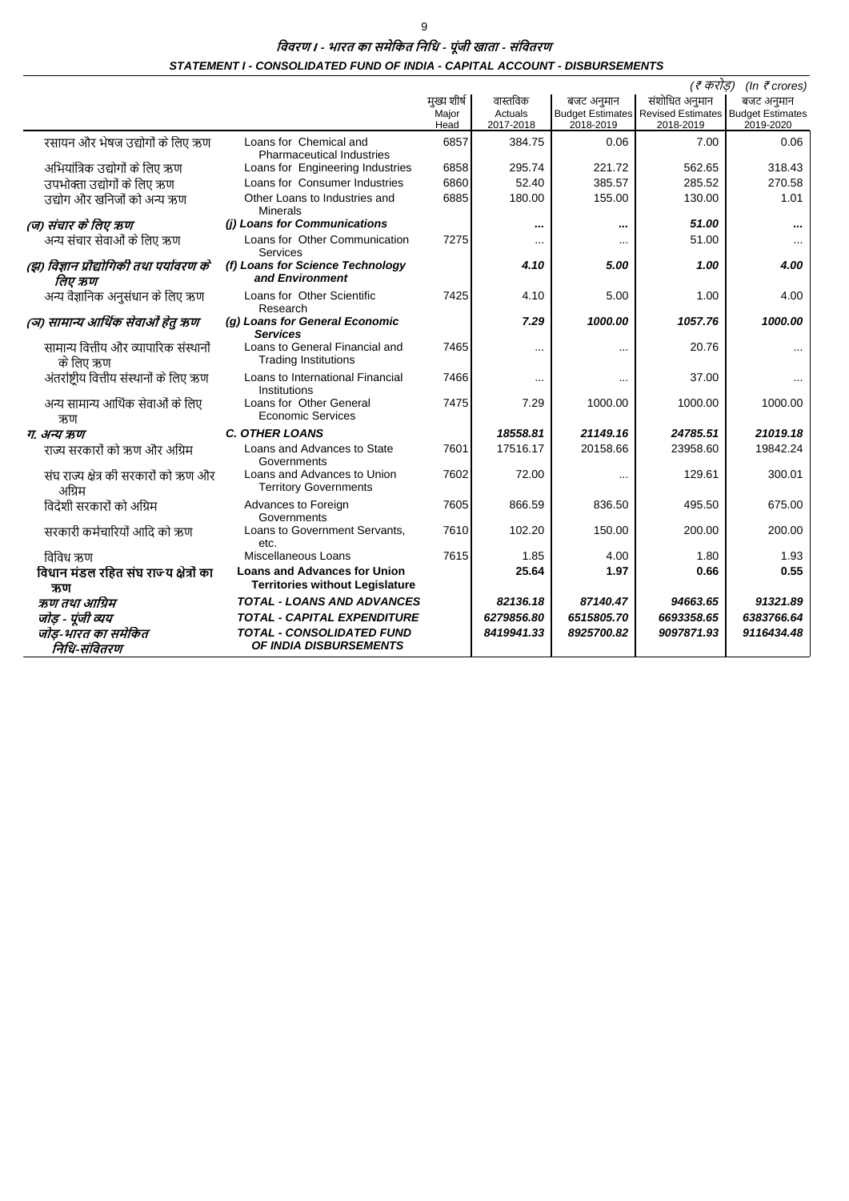## *विवरण I - भारत का समेकित निधि - पूंजी खाता - संवितरण*

## *STATEMENT I - CONSOLIDATED FUND OF INDIA - CAPITAL ACCOUNT - DISBURSEMENTS*

(₹ करोड़) *(In ₹ crores)*

| | | मुख्य शीर्ष Major Head | वास्तविक Actuals 2017-2018 | बजट अनुमान Budget Estimates 2018-2019 | संशोधित अनुमान Revised Estimates 2018-2019 | बजट अनुमान Budget Estimates 2019-2020 |
|---|---|---|---|---|---|---|
| रसायन और भेषज उद्योगों के लिए ऋण | Loans for Chemical and Pharmaceutical Industries | 6857 | 384.75 | 0.06 | 7.00 | 0.06 |
| अभियांत्रिक उद्योगों के लिए ऋण | Loans for Engineering Industries | 6858 | 295.74 | 221.72 | 562.65 | 318.43 |
| उपभोक्ता उद्योगों के लिए ऋण | Loans for Consumer Industries | 6860 | 52.40 | 385.57 | 285.52 | 270.58 |
| उद्योग और खनिजों को अन्य ऋण | Other Loans to Industries and Minerals | 6885 | 180.00 | 155.00 | 130.00 | 1.01 |
| *(ज) संचार के लिए ऋण* | ***(j) Loans for Communications*** | | ... | ... | ***51.00*** | ... |
| अन्य संचार सेवाओं के लिए ऋण | Loans for Other Communication Services | 7275 | ... | ... | 51.00 | ... |
| *(झ) विज्ञान प्रौद्योगिकी तथा पर्यावरण के लिए ऋण* | ***(f) Loans for Science Technology and Environment*** | | ***4.10*** | ***5.00*** | ***1.00*** | ***4.00*** |
| अन्य वैज्ञानिक अनुसंधान के लिए ऋण | Loans for Other Scientific Research | 7425 | 4.10 | 5.00 | 1.00 | 4.00 |
| *(ञ) सामान्य आर्थिक सेवाओं हेतु ऋण* | ***(g) Loans for General Economic Services*** | | ***7.29*** | ***1000.00*** | ***1057.76*** | ***1000.00*** |
| सामान्य वित्तीय और व्यापारिक संस्थानों के लिए ऋण | Loans to General Financial and Trading Institutions | 7465 | ... | ... | 20.76 | ... |
| अंतर्राष्ट्रीय वित्तीय संस्थानों के लिए ऋण | Loans to International Financial Institutions | 7466 | ... | ... | 37.00 | ... |
| अन्य सामान्य आर्थिक सेवाओं के लिए ऋण | Loans for Other General Economic Services | 7475 | 7.29 | 1000.00 | 1000.00 | 1000.00 |
| *ग. अन्य ऋण* | ***C. OTHER LOANS*** | | ***18558.81*** | ***21149.16*** | ***24785.51*** | ***21019.18*** |
| राज्य सरकारों को ऋण और अग्रिम | Loans and Advances to State Governments | 7601 | 17516.17 | 20158.66 | 23958.60 | 19842.24 |
| संघ राज्य क्षेत्र की सरकारों को ऋण और अग्रिम | Loans and Advances to Union Territory Governments | 7602 | 72.00 | ... | 129.61 | 300.01 |
| विदेशी सरकारों को अग्रिम | Advances to Foreign Governments | 7605 | 866.59 | 836.50 | 495.50 | 675.00 |
| सरकारी कर्मचारियों आदि को ऋण | Loans to Government Servants, etc. | 7610 | 102.20 | 150.00 | 200.00 | 200.00 |
| विविध ऋण | Miscellaneous Loans | 7615 | 1.85 | 4.00 | 1.80 | 1.93 |
| **विधान मंडल रहित संघ राज्य क्षेत्रों का ऋण** | **Loans and Advances for Union Territories without Legislature** | | **25.64** | **1.97** | **0.66** | **0.55** |
| *ऋण तथा अग्रिम* | ***TOTAL - LOANS AND ADVANCES*** | | ***82136.18*** | ***87140.47*** | ***94663.65*** | ***91321.89*** |
| *जोड़ - पूंजी व्यय* | ***TOTAL - CAPITAL EXPENDITURE*** | | ***6279856.80*** | ***6515805.70*** | ***6693358.65*** | ***6383766.64*** |
| *जोड़-भारत का समेकित निधि-संवितरण* | ***TOTAL - CONSOLIDATED FUND OF INDIA DISBURSEMENTS*** | | ***8419941.33*** | ***8925700.82*** | ***9097871.93*** | ***9116434.48*** |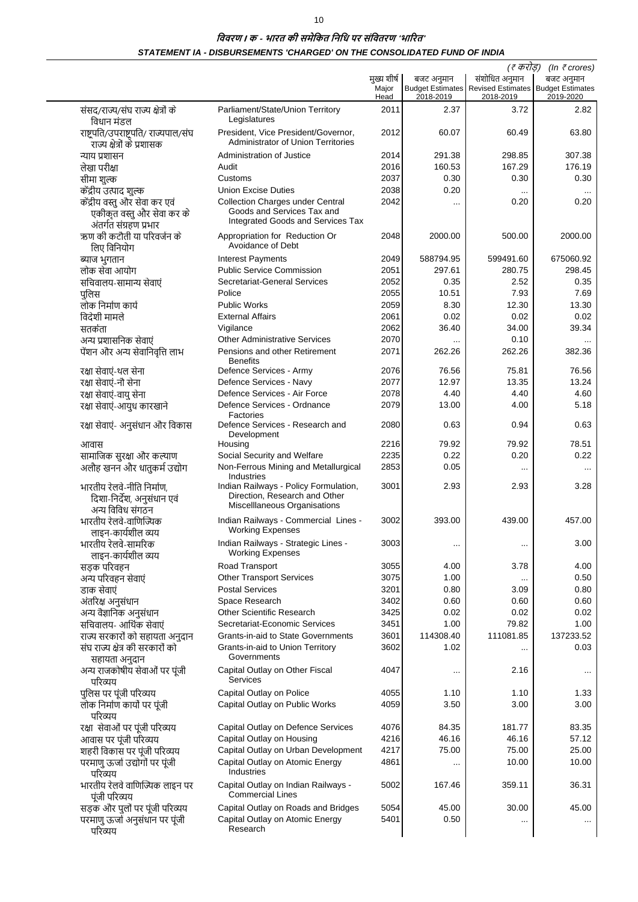## विवरण I क - भारत की समेकित निधि पर संवितरण 'भारित'

## STATEMENT IA - DISBURSEMENTS 'CHARGED' ON THE CONSOLIDATED FUND OF INDIA

(₹ करोड़) (In ₹ crores)

| | | मुख्य शीर्ष Major Head | बजट अनुमान Budget Estimates 2018-2019 | संशोधित अनुमान Revised Estimates 2018-2019 | बजट अनुमान Budget Estimates 2019-2020 |
|---|---|---|---|---|---|
| संसद/राज्य/संघ राज्य क्षेत्रों के विधान मंडल | Parliament/State/Union Territory Legislatures | 2011 | 2.37 | 3.72 | 2.82 |
| राष्ट्रपति/उपराष्ट्रपति/ राज्यपाल/संघ राज्य क्षेत्रों के प्रशासक | President, Vice President/Governor, Administrator of Union Territories | 2012 | 60.07 | 60.49 | 63.80 |
| न्याय प्रशासन | Administration of Justice | 2014 | 291.38 | 298.85 | 307.38 |
| लेखा परीक्षा | Audit | 2016 | 160.53 | 167.29 | 176.19 |
| सीमा शुल्क | Customs | 2037 | 0.30 | 0.30 | 0.30 |
| केंद्रीय उत्पाद शुल्क | Union Excise Duties | 2038 | 0.20 | ... | ... |
| केंद्रीय वस्तु और सेवा कर एवं एकीकृत वस्तु और सेवा कर के अंतर्गत संग्रहण प्रभार | Collection Charges under Central Goods and Services Tax and Integrated Goods and Services Tax | 2042 | ... | 0.20 | 0.20 |
| ऋण की कटौती या परिवर्जन के लिए विनियोग | Appropriation for Reduction Or Avoidance of Debt | 2048 | 2000.00 | 500.00 | 2000.00 |
| ब्याज भुगतान | Interest Payments | 2049 | 588794.95 | 599491.60 | 675060.92 |
| लोक सेवा आयोग | Public Service Commission | 2051 | 297.61 | 280.75 | 298.45 |
| सचिवालय-सामान्य सेवाएं | Secretariat-General Services | 2052 | 0.35 | 2.52 | 0.35 |
| पुलिस | Police | 2055 | 10.51 | 7.93 | 7.69 |
| लोक निर्माण कार्य | Public Works | 2059 | 8.30 | 12.30 | 13.30 |
| विदेशी मामले | External Affairs | 2061 | 0.02 | 0.02 | 0.02 |
| सतर्कता | Vigilance | 2062 | 36.40 | 34.00 | 39.34 |
| अन्य प्रशासनिक सेवाएं | Other Administrative Services | 2070 | ... | 0.10 | ... |
| पेंशन और अन्य सेवानिवृत्ति लाभ | Pensions and other Retirement Benefits | 2071 | 262.26 | 262.26 | 382.36 |
| रक्षा सेवाएं-थल सेना | Defence Services - Army | 2076 | 76.56 | 75.81 | 76.56 |
| रक्षा सेवाएं-नौ सेना | Defence Services - Navy | 2077 | 12.97 | 13.35 | 13.24 |
| रक्षा सेवाएं-वायु सेना | Defence Services - Air Force | 2078 | 4.40 | 4.40 | 4.60 |
| रक्षा सेवाएं-आयुध कारखाने | Defence Services - Ordnance Factories | 2079 | 13.00 | 4.00 | 5.18 |
| रक्षा सेवाएं- अनुसंधान और विकास | Defence Services - Research and Development | 2080 | 0.63 | 0.94 | 0.63 |
| आवास | Housing | 2216 | 79.92 | 79.92 | 78.51 |
| सामाजिक सुरक्षा और कल्याण | Social Security and Welfare | 2235 | 0.22 | 0.20 | 0.22 |
| अलौह खनन और धातुकर्म उद्योग | Non-Ferrous Mining and Metallurgical Industries | 2853 | 0.05 | ... | ... |
| भारतीय रेलवे-नीति निर्माण, दिशा-निर्देश, अनुसंधान एवं अन्य विविध संगठन | Indian Railways - Policy Formulation, Direction, Research and Other Miscelllaneous Organisations | 3001 | 2.93 | 2.93 | 3.28 |
| भारतीय रेलवे-वाणिज्यिक लाइन-कार्यशील व्यय | Indian Railways - Commercial Lines - Working Expenses | 3002 | 393.00 | 439.00 | 457.00 |
| भारतीय रेलवे-सामरिक लाइन-कार्यशील व्यय | Indian Railways - Strategic Lines - Working Expenses | 3003 | ... | ... | 3.00 |
| सड़क परिवहन | Road Transport | 3055 | 4.00 | 3.78 | 4.00 |
| अन्य परिवहन सेवाएं | Other Transport Services | 3075 | 1.00 | ... | 0.50 |
| डाक सेवाएं | Postal Services | 3201 | 0.80 | 3.09 | 0.80 |
| अंतरिक्ष अनुसंधान | Space Research | 3402 | 0.60 | 0.60 | 0.60 |
| अन्य वैज्ञानिक अनुसंधान | Other Scientific Research | 3425 | 0.02 | 0.02 | 0.02 |
| सचिवालय- आर्थिक सेवाएं | Secretariat-Economic Services | 3451 | 1.00 | 79.82 | 1.00 |
| राज्य सरकारों को सहायता अनुदान | Grants-in-aid to State Governments | 3601 | 114308.40 | 111081.85 | 137233.52 |
| संघ राज्य क्षेत्र की सरकारों को सहायता अनुदान | Grants-in-aid to Union Territory Governments | 3602 | 1.02 | ... | 0.03 |
| अन्य राजकोषीय सेवाओं पर पूंजी परिव्यय | Capital Outlay on Other Fiscal Services | 4047 | ... | 2.16 | ... |
| पुलिस पर पूंजी परिव्यय | Capital Outlay on Police | 4055 | 1.10 | 1.10 | 1.33 |
| लोक निर्माण कार्यों पर पूंजी परिव्यय | Capital Outlay on Public Works | 4059 | 3.50 | 3.00 | 3.00 |
| रक्षा सेवाओं पर पूंजी परिव्यय | Capital Outlay on Defence Services | 4076 | 84.35 | 181.77 | 83.35 |
| आवास पर पूंजी परिव्यय | Capital Outlay on Housing | 4216 | 46.16 | 46.16 | 57.12 |
| शहरी विकास पर पूंजी परिव्यय | Capital Outlay on Urban Development | 4217 | 75.00 | 75.00 | 25.00 |
| परमाणु ऊर्जा उद्योगों पर पूंजी परिव्यय | Capital Outlay on Atomic Energy Industries | 4861 | ... | 10.00 | 10.00 |
| भारतीय रेलवे वाणिज्यिक लाइन पर पूंजी परिव्यय | Capital Outlay on Indian Railways - Commercial Lines | 5002 | 167.46 | 359.11 | 36.31 |
| सड़क और पुलों पर पूंजी परिव्यय | Capital Outlay on Roads and Bridges | 5054 | 45.00 | 30.00 | 45.00 |
| परमाणु ऊर्जा अनुसंधान पर पूंजी परिव्यय | Capital Outlay on Atomic Energy Research | 5401 | 0.50 | ... | ... |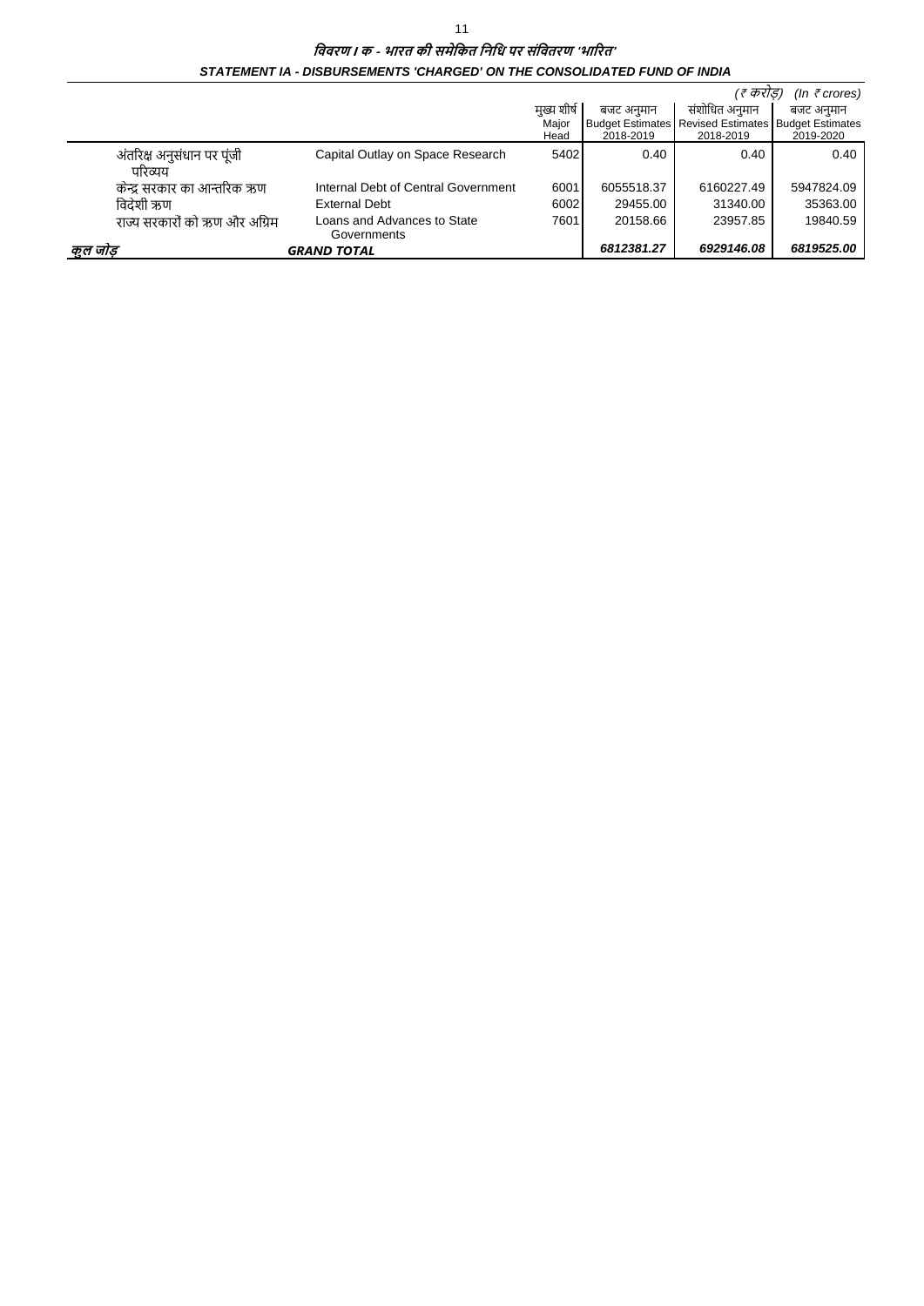## *विवरण I क - भारत की समेकित निधि पर संवितरण 'भारित'*

### *STATEMENT IA - DISBURSEMENTS 'CHARGED' ON THE CONSOLIDATED FUND OF INDIA*

*(₹ करोड़) (In ₹ crores)*

| | | मुख्य शीर्ष Major Head | बजट अनुमान Budget Estimates 2018-2019 | संशोधित अनुमान Revised Estimates 2018-2019 | बजट अनुमान Budget Estimates 2019-2020 |
|---|---|---|---|---|---|
| अंतरिक्ष अनुसंधान पर पूंजी परिव्यय | Capital Outlay on Space Research | 5402 | 0.40 | 0.40 | 0.40 |
| केन्द्र सरकार का आन्तरिक ऋण | Internal Debt of Central Government | 6001 | 6055518.37 | 6160227.49 | 5947824.09 |
| विदेशी ऋण | External Debt | 6002 | 29455.00 | 31340.00 | 35363.00 |
| राज्य सरकारों को ऋण और अग्रिम | Loans and Advances to State Governments | 7601 | 20158.66 | 23957.85 | 19840.59 |
| ***कुल जोड़*** | ***GRAND TOTAL*** | | ***6812381.27*** | ***6929146.08*** | ***6819525.00*** |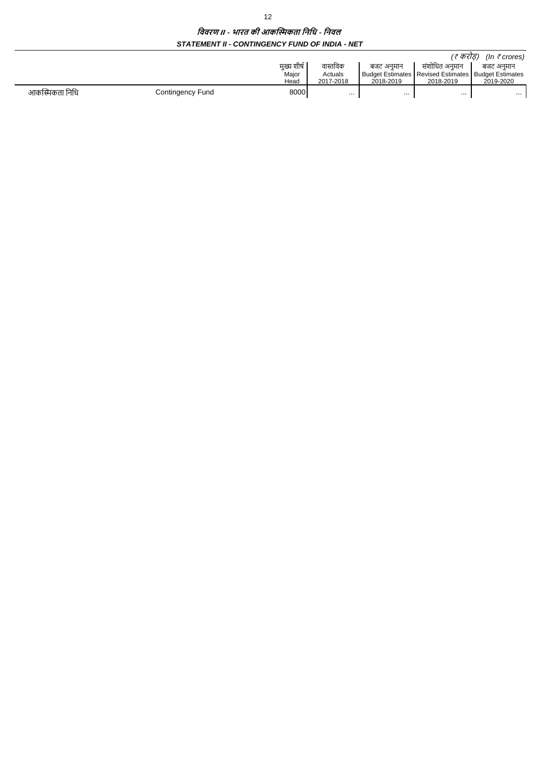## *विवरण II - भारत की आकस्मिकता निधि - निवल*

## *STATEMENT II - CONTINGENCY FUND OF INDIA - NET*

*(₹ करोड़) (In ₹ crores)*

| | | मुख्य शीर्ष Major Head | वास्तविक Actuals 2017-2018 | बजट अनुमान Budget Estimates 2018-2019 | संशोधित अनुमान Revised Estimates 2018-2019 | बजट अनुमान Budget Estimates 2019-2020 |
|---|---|---|---|---|---|---|
| आकस्मिकता निधि | Contingency Fund | 8000 | ... | ... | ... | ... |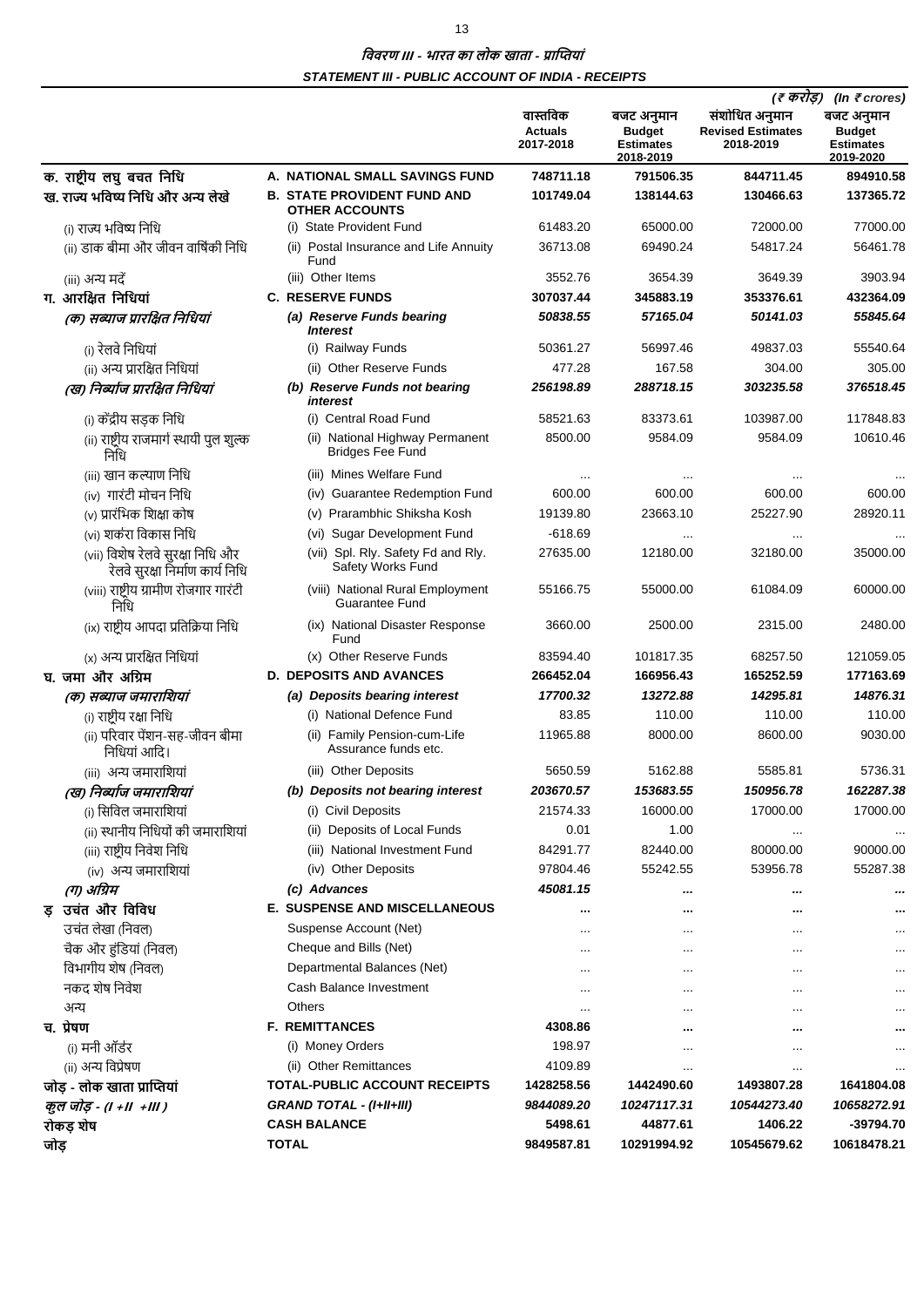## विवरण III - भारत का लोक खाता - प्राप्तियां
## STATEMENT III - PUBLIC ACCOUNT OF INDIA - RECEIPTS

*(₹ करोड़) (In ₹ crores)*

| | | वास्तविक Actuals 2017-2018 | बजट अनुमान Budget Estimates 2018-2019 | संशोधित अनुमान Revised Estimates 2018-2019 | बजट अनुमान Budget Estimates 2019-2020 |
|---|---|---|---|---|---|
| **क. राष्ट्रीय लघु बचत निधि** | **A. NATIONAL SMALL SAVINGS FUND** | **748711.18** | **791506.35** | **844711.45** | **894910.58** |
| **ख. राज्य भविष्य निधि और अन्य लेखे** | **B. STATE PROVIDENT FUND AND OTHER ACCOUNTS** | **101749.04** | **138144.63** | **130466.63** | **137365.72** |
| (i) राज्य भविष्य निधि | (i) State Provident Fund | 61483.20 | 65000.00 | 72000.00 | 77000.00 |
| (ii) डाक बीमा और जीवन वार्षिकी निधि | (ii) Postal Insurance and Life Annuity Fund | 36713.08 | 69490.24 | 54817.24 | 56461.78 |
| (iii) अन्य मदें | (iii) Other Items | 3552.76 | 3654.39 | 3649.39 | 3903.94 |
| **ग. आरक्षित निधियां** | **C. RESERVE FUNDS** | **307037.44** | **345883.19** | **353376.61** | **432364.09** |
| ***(क) सब्याज प्रारक्षित निधियां*** | ***(a) Reserve Funds bearing Interest*** | ***50838.55*** | ***57165.04*** | ***50141.03*** | ***55845.64*** |
| (i) रेलवे निधियां | (i) Railway Funds | 50361.27 | 56997.46 | 49837.03 | 55540.64 |
| (ii) अन्य प्रारक्षित निधियां | (ii) Other Reserve Funds | 477.28 | 167.58 | 304.00 | 305.00 |
| ***(ख) निर्ब्याज प्रारक्षित निधियां*** | ***(b) Reserve Funds not bearing interest*** | ***256198.89*** | ***288718.15*** | ***303235.58*** | ***376518.45*** |
| (i) केंद्रीय सड़क निधि | (i) Central Road Fund | 58521.63 | 83373.61 | 103987.00 | 117848.83 |
| (ii) राष्ट्रीय राजमार्ग स्थायी पुल शुल्क निधि | (ii) National Highway Permanent Bridges Fee Fund | 8500.00 | 9584.09 | 9584.09 | 10610.46 |
| (iii) खान कल्याण निधि | (iii) Mines Welfare Fund | ... | ... | ... | ... |
| (iv) गारंटी मोचन निधि | (iv) Guarantee Redemption Fund | 600.00 | 600.00 | 600.00 | 600.00 |
| (v) प्रारंभिक शिक्षा कोष | (v) Prarambhic Shiksha Kosh | 19139.80 | 23663.10 | 25227.90 | 28920.11 |
| (vi) शर्करा विकास निधि | (vi) Sugar Development Fund | -618.69 | ... | ... | ... |
| (vii) विशेष रेलवे सुरक्षा निधि और रेलवे सुरक्षा निर्माण कार्य निधि | (vii) Spl. Rly. Safety Fd and Rly. Safety Works Fund | 27635.00 | 12180.00 | 32180.00 | 35000.00 |
| (viii) राष्ट्रीय ग्रामीण रोजगार गारंटी निधि | (viii) National Rural Employment Guarantee Fund | 55166.75 | 55000.00 | 61084.09 | 60000.00 |
| (ix) राष्ट्रीय आपदा प्रतिक्रिया निधि | (ix) National Disaster Response Fund | 3660.00 | 2500.00 | 2315.00 | 2480.00 |
| (x) अन्य प्रारक्षित निधियां | (x) Other Reserve Funds | 83594.40 | 101817.35 | 68257.50 | 121059.05 |
| **घ. जमा और अग्रिम** | **D. DEPOSITS AND AVANCES** | **266452.04** | **166956.43** | **165252.59** | **177163.69** |
| ***(क) सब्याज जमाराशियां*** | ***(a) Deposits bearing interest*** | ***17700.32*** | ***13272.88*** | ***14295.81*** | ***14876.31*** |
| (i) राष्ट्रीय रक्षा निधि | (i) National Defence Fund | 83.85 | 110.00 | 110.00 | 110.00 |
| (ii) परिवार पेंशन-सह-जीवन बीमा निधियां आदि। | (ii) Family Pension-cum-Life Assurance funds etc. | 11965.88 | 8000.00 | 8600.00 | 9030.00 |
| (iii) अन्य जमाराशियां | (iii) Other Deposits | 5650.59 | 5162.88 | 5585.81 | 5736.31 |
| ***(ख) निर्ब्याज जमाराशियां*** | ***(b) Deposits not bearing interest*** | ***203670.57*** | ***153683.55*** | ***150956.78*** | ***162287.38*** |
| (i) सिविल जमाराशियां | (i) Civil Deposits | 21574.33 | 16000.00 | 17000.00 | 17000.00 |
| (ii) स्थानीय निधियों की जमाराशियां | (ii) Deposits of Local Funds | 0.01 | 1.00 | ... | ... |
| (iii) राष्ट्रीय निवेश निधि | (iii) National Investment Fund | 84291.77 | 82440.00 | 80000.00 | 90000.00 |
| (iv) अन्य जमाराशियां | (iv) Other Deposits | 97804.46 | 55242.55 | 53956.78 | 55287.38 |
| ***(ग) अग्रिम*** | ***(c) Advances*** | ***45081.15*** | ***...*** | ***...*** | ***...*** |
| **ङ उचंत और विविध** | **E. SUSPENSE AND MISCELLANEOUS** | **...** | **...** | **...** | **...** |
| उचंत लेखा (निवल) | Suspense Account (Net) | ... | ... | ... | ... |
| चैक और हुंडियां (निवल) | Cheque and Bills (Net) | ... | ... | ... | ... |
| विभागीय शेष (निवल) | Departmental Balances (Net) | ... | ... | ... | ... |
| नकद शेष निवेश | Cash Balance Investment | ... | ... | ... | ... |
| अन्य | Others | ... | ... | ... | ... |
| **च. प्रेषण** | **F. REMITTANCES** | **4308.86** | **...** | **...** | **...** |
| (i) मनी ऑर्डर | (i) Money Orders | 198.97 | ... | ... | ... |
| (ii) अन्य विप्रेषण | (ii) Other Remittances | 4109.89 | ... | ... | ... |
| **जोड़ - लोक खाता प्राप्तियां** | **TOTAL-PUBLIC ACCOUNT RECEIPTS** | **1428258.56** | **1442490.60** | **1493807.28** | **1641804.08** |
| ***कुल जोड़ - (I +II +III )*** | ***GRAND TOTAL - (I+II+III)*** | ***9844089.20*** | ***10247117.31*** | ***10544273.40*** | ***10658272.91*** |
| **रोकड़ शेष** | **CASH BALANCE** | **5498.61** | **44877.61** | **1406.22** | **-39794.70** |
| **जोड़** | **TOTAL** | **9849587.81** | **10291994.92** | **10545679.62** | **10618478.21** |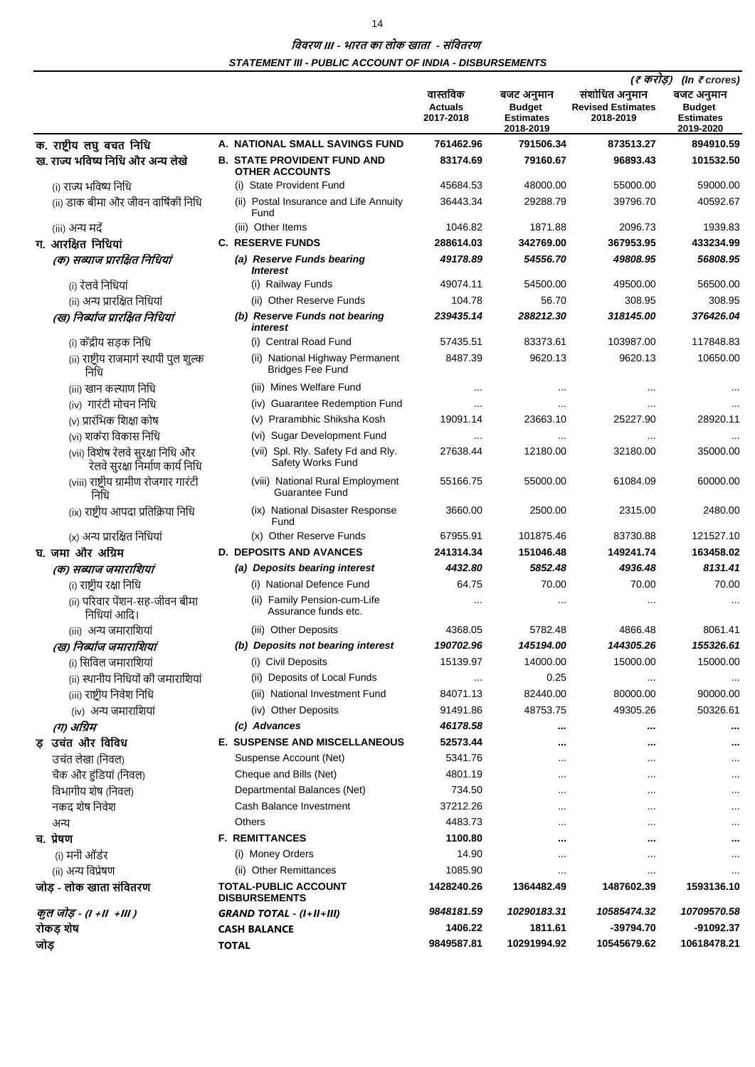## विवरण III - भारत का लोक खाता - संवितरण

## STATEMENT III - PUBLIC ACCOUNT OF INDIA - DISBURSEMENTS

*(₹ करोड़) (In ₹ crores)*

| | | वास्तविक Actuals 2017-2018 | बजट अनुमान Budget Estimates 2018-2019 | संशोधित अनुमान Revised Estimates 2018-2019 | बजट अनुमान Budget Estimates 2019-2020 |
|---|---|---|---|---|---|
| **क. राष्ट्रीय लघु बचत निधि** | **A. NATIONAL SMALL SAVINGS FUND** | **761462.96** | **791506.34** | **873513.27** | **894910.59** |
| **ख. राज्य भविष्य निधि और अन्य लेखे** | **B. STATE PROVIDENT FUND AND OTHER ACCOUNTS** | **83174.69** | **79160.67** | **96893.43** | **101532.50** |
| (i) राज्य भविष्य निधि | (i) State Provident Fund | 45684.53 | 48000.00 | 55000.00 | 59000.00 |
| (ii) डाक बीमा और जीवन वार्षिकी निधि | (ii) Postal Insurance and Life Annuity Fund | 36443.34 | 29288.79 | 39796.70 | 40592.67 |
| (iii) अन्य मदें | (iii) Other Items | 1046.82 | 1871.88 | 2096.73 | 1939.83 |
| **ग. आरक्षित निधियां** | **C. RESERVE FUNDS** | **288614.03** | **342769.00** | **367953.95** | **433234.99** |
| ***(क) सब्याज प्रारक्षित निधियां*** | ***(a) Reserve Funds bearing Interest*** | ***49178.89*** | ***54556.70*** | ***49808.95*** | ***56808.95*** |
| (i) रेलवे निधियां | (i) Railway Funds | 49074.11 | 54500.00 | 49500.00 | 56500.00 |
| (ii) अन्य प्रारक्षित निधियां | (ii) Other Reserve Funds | 104.78 | 56.70 | 308.95 | 308.95 |
| ***(ख) निर्ब्याज प्रारक्षित निधियां*** | ***(b) Reserve Funds not bearing interest*** | ***239435.14*** | ***288212.30*** | ***318145.00*** | ***376426.04*** |
| (i) केंद्रीय सड़क निधि | (i) Central Road Fund | 57435.51 | 83373.61 | 103987.00 | 117848.83 |
| (ii) राष्ट्रीय राजमार्ग स्थायी पुल शुल्क निधि | (ii) National Highway Permanent Bridges Fee Fund | 8487.39 | 9620.13 | 9620.13 | 10650.00 |
| (iii) खान कल्याण निधि | (iii) Mines Welfare Fund | ... | ... | ... | ... |
| (iv) गारंटी मोचन निधि | (iv) Guarantee Redemption Fund | ... | ... | ... | ... |
| (v) प्रारंभिक शिक्षा कोष | (v) Prarambhic Shiksha Kosh | 19091.14 | 23663.10 | 25227.90 | 28920.11 |
| (vi) शर्करा विकास निधि | (vi) Sugar Development Fund | ... | ... | ... | ... |
| (vii) विशेष रेलवे सुरक्षा निधि और रेलवे सुरक्षा निर्माण कार्य निधि | (vii) Spl. Rly. Safety Fd and Rly. Safety Works Fund | 27638.44 | 12180.00 | 32180.00 | 35000.00 |
| (viii) राष्ट्रीय ग्रामीण रोजगार गारंटी निधि | (viii) National Rural Employment Guarantee Fund | 55166.75 | 55000.00 | 61084.09 | 60000.00 |
| (ix) राष्ट्रीय आपदा प्रतिक्रिया निधि | (ix) National Disaster Response Fund | 3660.00 | 2500.00 | 2315.00 | 2480.00 |
| (x) अन्य प्रारक्षित निधियां | (x) Other Reserve Funds | 67955.91 | 101875.46 | 83730.88 | 121527.10 |
| **घ. जमा और अग्रिम** | **D. DEPOSITS AND AVANCES** | **241314.34** | **151046.48** | **149241.74** | **163458.02** |
| ***(क) सब्याज जमाराशियां*** | ***(a) Deposits bearing interest*** | ***4432.80*** | ***5852.48*** | ***4936.48*** | ***8131.41*** |
| (i) राष्ट्रीय रक्षा निधि | (i) National Defence Fund | 64.75 | 70.00 | 70.00 | 70.00 |
| (ii) परिवार पेंशन-सह-जीवन बीमा निधियां आदि। | (ii) Family Pension-cum-Life Assurance funds etc. | ... | ... | ... | ... |
| (iii) अन्य जमाराशियां | (iii) Other Deposits | 4368.05 | 5782.48 | 4866.48 | 8061.41 |
| ***(ख) निर्ब्याज जमाराशियां*** | ***(b) Deposits not bearing interest*** | ***190702.96*** | ***145194.00*** | ***144305.26*** | ***155326.61*** |
| (i) सिविल जमाराशियां | (i) Civil Deposits | 15139.97 | 14000.00 | 15000.00 | 15000.00 |
| (ii) स्थानीय निधियों की जमाराशियां | (ii) Deposits of Local Funds | ... | 0.25 | ... | ... |
| (iii) राष्ट्रीय निवेश निधि | (iii) National Investment Fund | 84071.13 | 82440.00 | 80000.00 | 90000.00 |
| (iv) अन्य जमाराशियां | (iv) Other Deposits | 91491.86 | 48753.75 | 49305.26 | 50326.61 |
| ***(ग) अग्रिम*** | ***(c) Advances*** | ***46178.58*** | ***...*** | ***...*** | ***...*** |
| **ङ उचंत और विविध** | **E. SUSPENSE AND MISCELLANEOUS** | **52573.44** | **...** | **...** | **...** |
| उचंत लेखा (निवल) | Suspense Account (Net) | 5341.76 | ... | ... | ... |
| चैक और हुंडियां (निवल) | Cheque and Bills (Net) | 4801.19 | ... | ... | ... |
| विभागीय शेष (निवल) | Departmental Balances (Net) | 734.50 | ... | ... | ... |
| नकद शेष निवेश | Cash Balance Investment | 37212.26 | ... | ... | ... |
| अन्य | Others | 4483.73 | ... | ... | ... |
| **च. प्रेषण** | **F. REMITTANCES** | **1100.80** | **...** | **...** | **...** |
| (i) मनी ऑर्डर | (i) Money Orders | 14.90 | ... | ... | ... |
| (ii) अन्य विप्रेषण | (ii) Other Remittances | 1085.90 | ... | ... | ... |
| **जोड़ - लोक खाता संवितरण** | **TOTAL-PUBLIC ACCOUNT DISBURSEMENTS** | **1428240.26** | **1364482.49** | **1487602.39** | **1593136.10** |
| ***कुल जोड़ - (I +II +III )*** | ***GRAND TOTAL - (I+II+III)*** | ***9848181.59*** | ***10290183.31*** | ***10585474.32*** | ***10709570.58*** |
| **रोकड़ शेष** | **CASH BALANCE** | **1406.22** | **1811.61** | **-39794.70** | **-91092.37** |
| **जोड़** | **TOTAL** | **9849587.81** | **10291994.92** | **10545679.62** | **10618478.21** |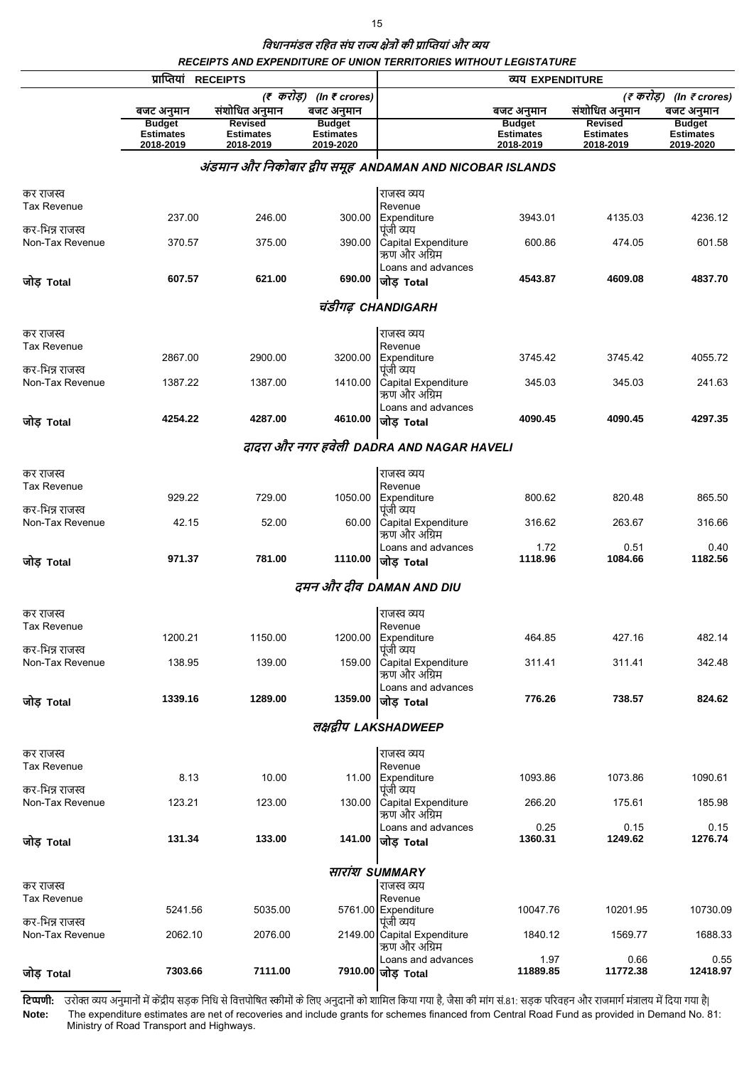# विधानमंडल रहित संघ राज्य क्षेत्रों की प्राप्तियां और व्यय

## RECEIPTS AND EXPENDITURE OF UNION TERRITORIES WITHOUT LEGISTATURE

| प्राप्तियां RECEIPTS | | | (₹ करोड़) (In ₹ crores) | व्यय EXPENDITURE | | | (₹ करोड़) (In ₹ crores) |
|---|---|---|---|---|---|---|---|
| | बजट अनुमान Budget Estimates 2018-2019 | संशोधित अनुमान Revised Estimates 2018-2019 | बजट अनुमान Budget Estimates 2019-2020 | | बजट अनुमान Budget Estimates 2018-2019 | संशोधित अनुमान Revised Estimates 2018-2019 | बजट अनुमान Budget Estimates 2019-2020 |
| **अंडमान और निकोबार द्वीप समूह ANDAMAN AND NICOBAR ISLANDS** | | | | | | | |
| कर राजस्व Tax Revenue | 237.00 | 246.00 | 300.00 | राजस्व व्यय Revenue Expenditure | 3943.01 | 4135.03 | 4236.12 |
| कर-भिन्न राजस्व Non-Tax Revenue | 370.57 | 375.00 | 390.00 | पूंजी व्यय Capital Expenditure | 600.86 | 474.05 | 601.58 |
| | | | | ऋण और अग्रिम Loans and advances | | | |
| **जोड़ Total** | **607.57** | **621.00** | **690.00** | **जोड़ Total** | **4543.87** | **4609.08** | **4837.70** |
| **चंडीगढ़ CHANDIGARH** | | | | | | | |
| कर राजस्व Tax Revenue | 2867.00 | 2900.00 | 3200.00 | राजस्व व्यय Revenue Expenditure | 3745.42 | 3745.42 | 4055.72 |
| कर-भिन्न राजस्व Non-Tax Revenue | 1387.22 | 1387.00 | 1410.00 | पूंजी व्यय Capital Expenditure | 345.03 | 345.03 | 241.63 |
| | | | | ऋण और अग्रिम Loans and advances | | | |
| **जोड़ Total** | **4254.22** | **4287.00** | **4610.00** | **जोड़ Total** | **4090.45** | **4090.45** | **4297.35** |
| **दादरा और नगर हवेली DADRA AND NAGAR HAVELI** | | | | | | | |
| कर राजस्व Tax Revenue | 929.22 | 729.00 | 1050.00 | राजस्व व्यय Revenue Expenditure | 800.62 | 820.48 | 865.50 |
| कर-भिन्न राजस्व Non-Tax Revenue | 42.15 | 52.00 | 60.00 | पूंजी व्यय Capital Expenditure | 316.62 | 263.67 | 316.66 |
| | | | | ऋण और अग्रिम Loans and advances | 1.72 | 0.51 | 0.40 |
| **जोड़ Total** | **971.37** | **781.00** | **1110.00** | **जोड़ Total** | **1118.96** | **1084.66** | **1182.56** |
| **दमन और दीव DAMAN AND DIU** | | | | | | | |
| कर राजस्व Tax Revenue | 1200.21 | 1150.00 | 1200.00 | राजस्व व्यय Revenue Expenditure | 464.85 | 427.16 | 482.14 |
| कर-भिन्न राजस्व Non-Tax Revenue | 138.95 | 139.00 | 159.00 | पूंजी व्यय Capital Expenditure | 311.41 | 311.41 | 342.48 |
| | | | | ऋण और अग्रिम Loans and advances | | | |
| **जोड़ Total** | **1339.16** | **1289.00** | **1359.00** | **जोड़ Total** | **776.26** | **738.57** | **824.62** |
| **लक्षद्वीप LAKSHADWEEP** | | | | | | | |
| कर राजस्व Tax Revenue | 8.13 | 10.00 | 11.00 | राजस्व व्यय Revenue Expenditure | 1093.86 | 1073.86 | 1090.61 |
| कर-भिन्न राजस्व Non-Tax Revenue | 123.21 | 123.00 | 130.00 | पूंजी व्यय Capital Expenditure | 266.20 | 175.61 | 185.98 |
| | | | | ऋण और अग्रिम Loans and advances | 0.25 | 0.15 | 0.15 |
| **जोड़ Total** | **131.34** | **133.00** | **141.00** | **जोड़ Total** | **1360.31** | **1249.62** | **1276.74** |
| **सारांश SUMMARY** | | | | | | | |
| कर राजस्व Tax Revenue | 5241.56 | 5035.00 | 5761.00 | राजस्व व्यय Revenue Expenditure | 10047.76 | 10201.95 | 10730.09 |
| कर-भिन्न राजस्व Non-Tax Revenue | 2062.10 | 2076.00 | 2149.00 | पूंजी व्यय Capital Expenditure | 1840.12 | 1569.77 | 1688.33 |
| | | | | ऋण और अग्रिम Loans and advances | 1.97 | 0.66 | 0.55 |
| **जोड़ Total** | **7303.66** | **7111.00** | **7910.00** | **जोड़ Total** | **11889.85** | **11772.38** | **12418.97** |

**टिप्पणी:** उरोक्त व्यय अनुमानों में केंद्रीय सड़क निधि से वित्तपोषित स्कीमों के लिए अनुदानों को शामिल किया गया है, जैसा की मांग सं.81: सड़क परिवहन और राजमार्ग मंत्रालय में दिया गया है|

**Note:** The expenditure estimates are net of recoveries and include grants for schemes financed from Central Road Fund as provided in Demand No. 81: Ministry of Road Transport and Highways.